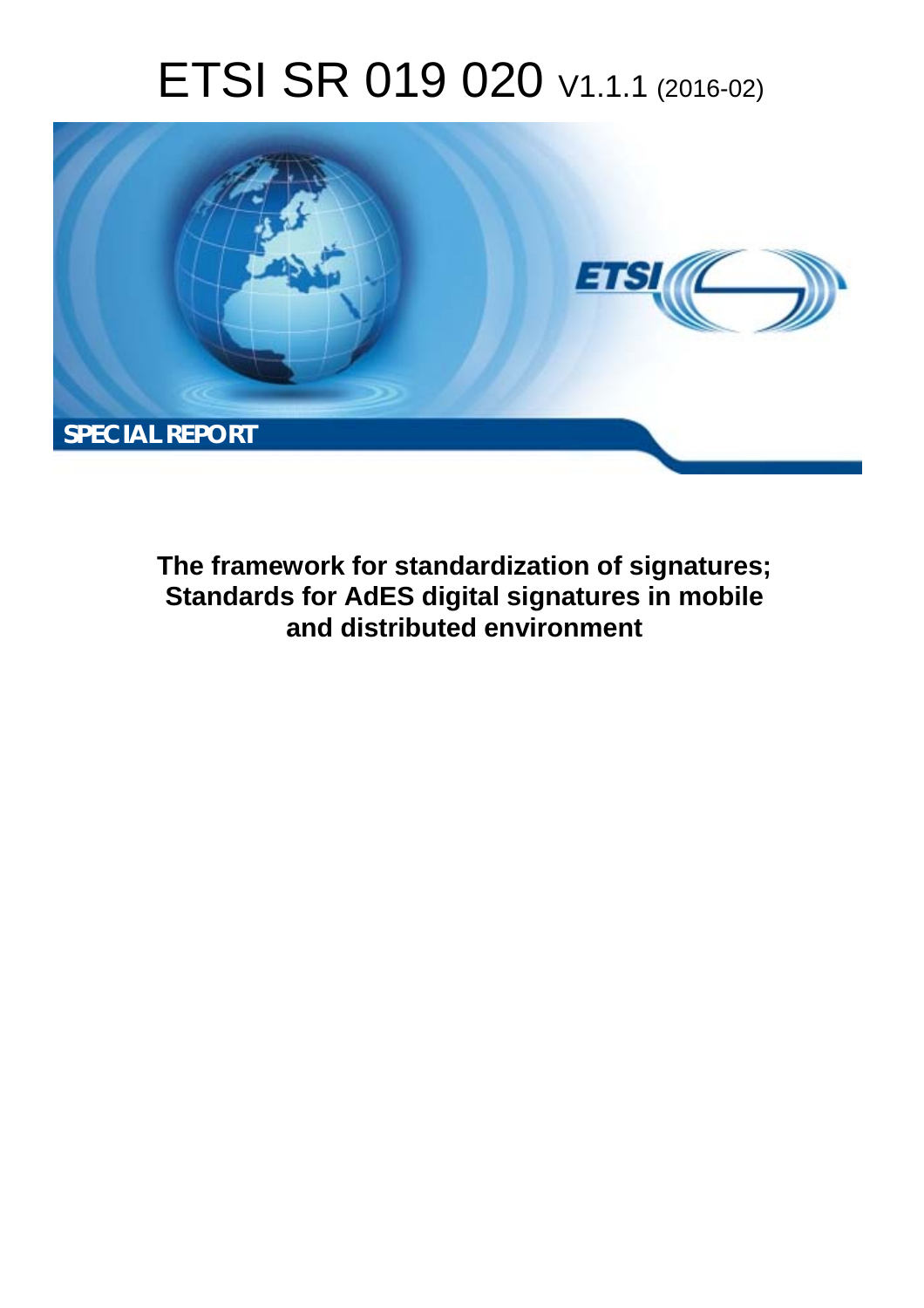# ETSI SR 019 020 V1.1.1 (2016-02)

**SPECIAL REPORT**

**The framework for standardization of signatures; Standards for AdES digital signatures in mobile and distributed environment**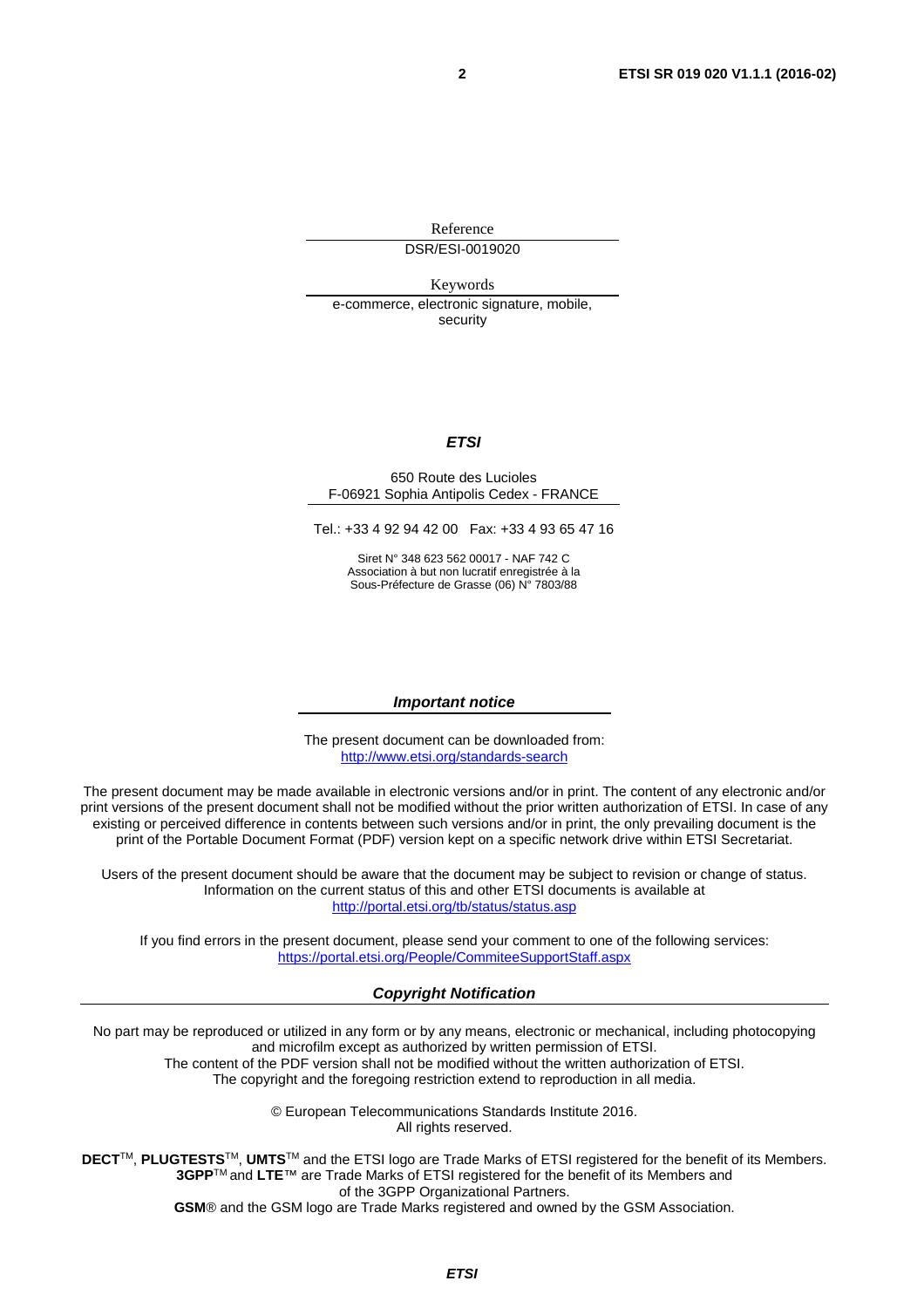Reference

DSR/ESI-0019020

Keywords

e-commerce, electronic signature, mobile, security

***ETSI***

650 Route des Lucioles
F-06921 Sophia Antipolis Cedex - FRANCE

Tel.: +33 4 92 94 42 00 Fax: +33 4 93 65 47 16

Siret N° 348 623 562 00017 - NAF 742 C
Association à but non lucratif enregistrée à la
Sous-Préfecture de Grasse (06) N° 7803/88

***Important notice***

The present document can be downloaded from:
http://www.etsi.org/standards-search

The present document may be made available in electronic versions and/or in print. The content of any electronic and/or print versions of the present document shall not be modified without the prior written authorization of ETSI. In case of any existing or perceived difference in contents between such versions and/or in print, the only prevailing document is the print of the Portable Document Format (PDF) version kept on a specific network drive within ETSI Secretariat.

Users of the present document should be aware that the document may be subject to revision or change of status. Information on the current status of this and other ETSI documents is available at
http://portal.etsi.org/tb/status/status.asp

If you find errors in the present document, please send your comment to one of the following services:
https://portal.etsi.org/People/CommiteeSupportStaff.aspx

***Copyright Notification***

No part may be reproduced or utilized in any form or by any means, electronic or mechanical, including photocopying and microfilm except as authorized by written permission of ETSI.
The content of the PDF version shall not be modified without the written authorization of ETSI.
The copyright and the foregoing restriction extend to reproduction in all media.

© European Telecommunications Standards Institute 2016.
All rights reserved.

**DECT**™, **PLUGTESTS**™, **UMTS**™ and the ETSI logo are Trade Marks of ETSI registered for the benefit of its Members.
**3GPP**™ and **LTE**™ are Trade Marks of ETSI registered for the benefit of its Members and of the 3GPP Organizational Partners.
**GSM**® and the GSM logo are Trade Marks registered and owned by the GSM Association.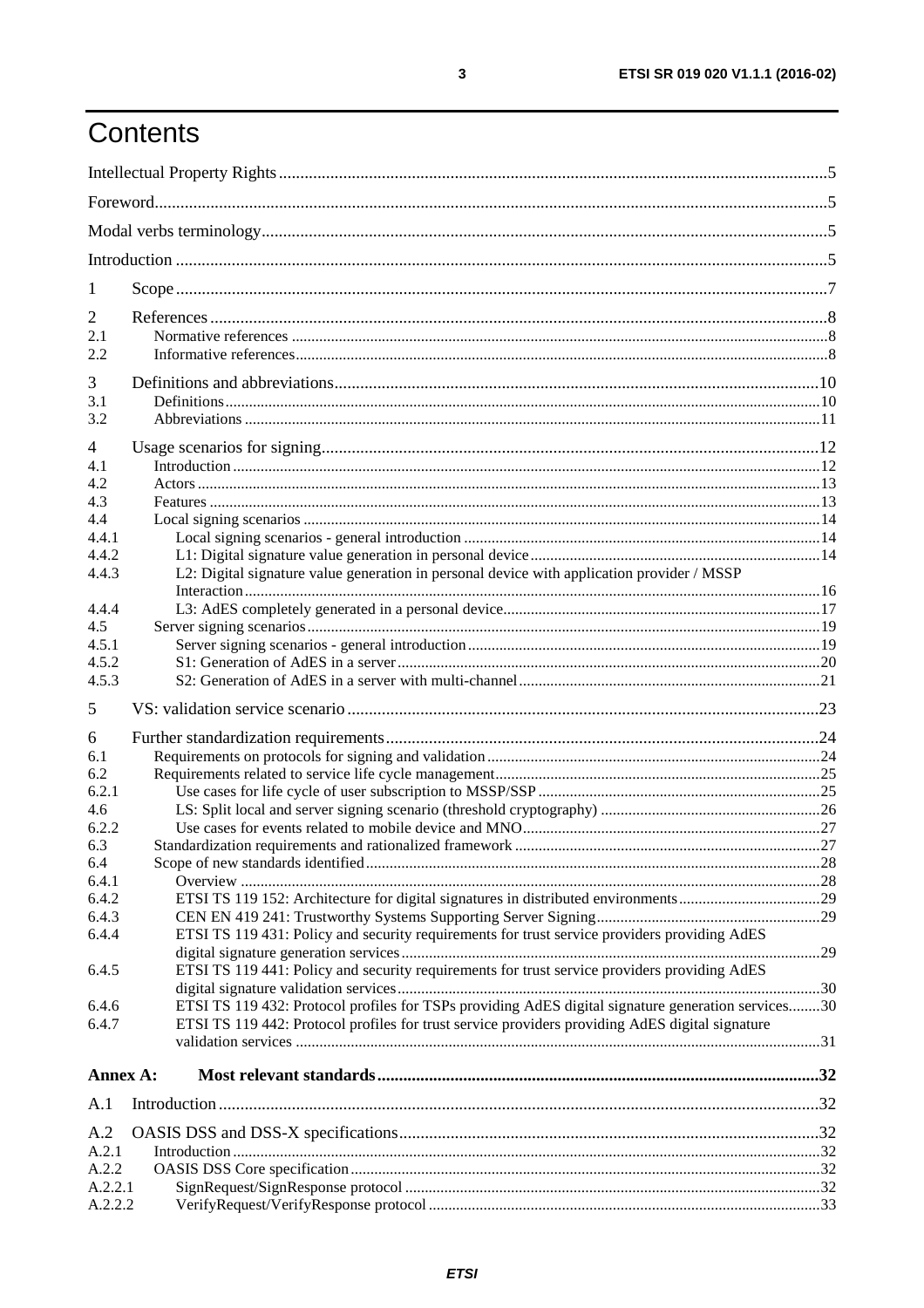# Contents

Intellectual Property Rights ..... 5

Foreword ..... 5

Modal verbs terminology ..... 5

Introduction ..... 5

1 Scope ..... 7

2 References ..... 8
2.1 Normative references ..... 8
2.2 Informative references ..... 8

3 Definitions and abbreviations ..... 10
3.1 Definitions ..... 10
3.2 Abbreviations ..... 11

4 Usage scenarios for signing ..... 12
4.1 Introduction ..... 12
4.2 Actors ..... 13
4.3 Features ..... 13
4.4 Local signing scenarios ..... 14
4.4.1 Local signing scenarios - general introduction ..... 14
4.4.2 L1: Digital signature value generation in personal device ..... 14
4.4.3 L2: Digital signature value generation in personal device with application provider / MSSP Interaction ..... 16
4.4.4 L3: AdES completely generated in a personal device ..... 17
4.5 Server signing scenarios ..... 19
4.5.1 Server signing scenarios - general introduction ..... 19
4.5.2 S1: Generation of AdES in a server ..... 20
4.5.3 S2: Generation of AdES in a server with multi-channel ..... 21

5 VS: validation service scenario ..... 23

6 Further standardization requirements ..... 24
6.1 Requirements on protocols for signing and validation ..... 24
6.2 Requirements related to service life cycle management ..... 25
6.2.1 Use cases for life cycle of user subscription to MSSP/SSP ..... 25
4.6 LS: Split local and server signing scenarios (threshold cryptography) ..... 26
6.2.2 Use cases for events related to mobile device and MNO ..... 27
6.3 Standardization requirements and rationalized framework ..... 27
6.4 Scope of new standards identified ..... 28
6.4.1 Overview ..... 28
6.4.2 ETSI TS 119 152: Architecture for digital signatures in distributed environments ..... 29
6.4.3 CEN EN 419 241: Trustworthy Systems Supporting Server Signing ..... 29
6.4.4 ETSI TS 119 431: Policy and security requirements for trust service providers providing AdES digital signature generation services ..... 29
6.4.5 ETSI TS 119 441: Policy and security requirements for trust service providers providing AdES digital signature validation services ..... 30
6.4.6 ETSI TS 119 432: Protocol profiles for TSPs providing AdES digital signature generation services ..... 30
6.4.7 ETSI TS 119 442: Protocol profiles for trust service providers providing AdES digital signature validation services ..... 31

**Annex A: Most relevant standards ..... 32**

A.1 Introduction ..... 32

A.2 OASIS DSS and DSS-X specifications ..... 32
A.2.1 Introduction ..... 32
A.2.2 OASIS DSS Core specification ..... 32
A.2.2.1 SignRequest/SignResponse protocol ..... 32
A.2.2.2 VerifyRequest/VerifyResponse protocol ..... 33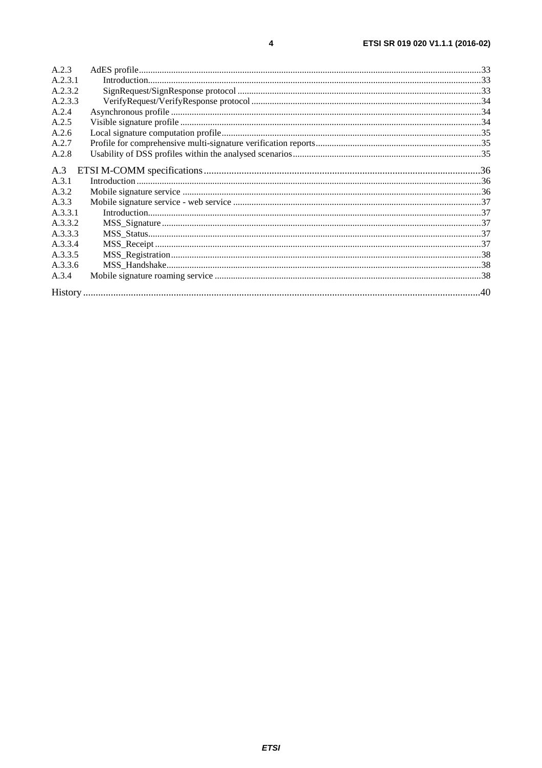A.2.3 AdES profile ... 33
A.2.3.1 Introduction ... 33
A.2.3.2 SignRequest/SignResponse protocol ... 33
A.2.3.3 VerifyRequest/VerifyResponse protocol ... 34
A.2.4 Asynchronous profile ... 34
A.2.5 Visible signature profile ... 34
A.2.6 Local signature computation profile ... 35
A.2.7 Profile for comprehensive multi-signature verification reports ... 35
A.2.8 Usability of DSS profiles within the analysed scenarios ... 35

A.3 ETSI M-COMM specifications ... 36
A.3.1 Introduction ... 36
A.3.2 Mobile signature service ... 36
A.3.3 Mobile signature service - web service ... 37
A.3.3.1 Introduction ... 37
A.3.3.2 MSS_Signature ... 37
A.3.3.3 MSS_Status ... 37
A.3.3.4 MSS_Receipt ... 37
A.3.3.5 MSS_Registration ... 38
A.3.3.6 MSS_Handshake ... 38
A.3.4 Mobile signature roaming service ... 38

History ... 40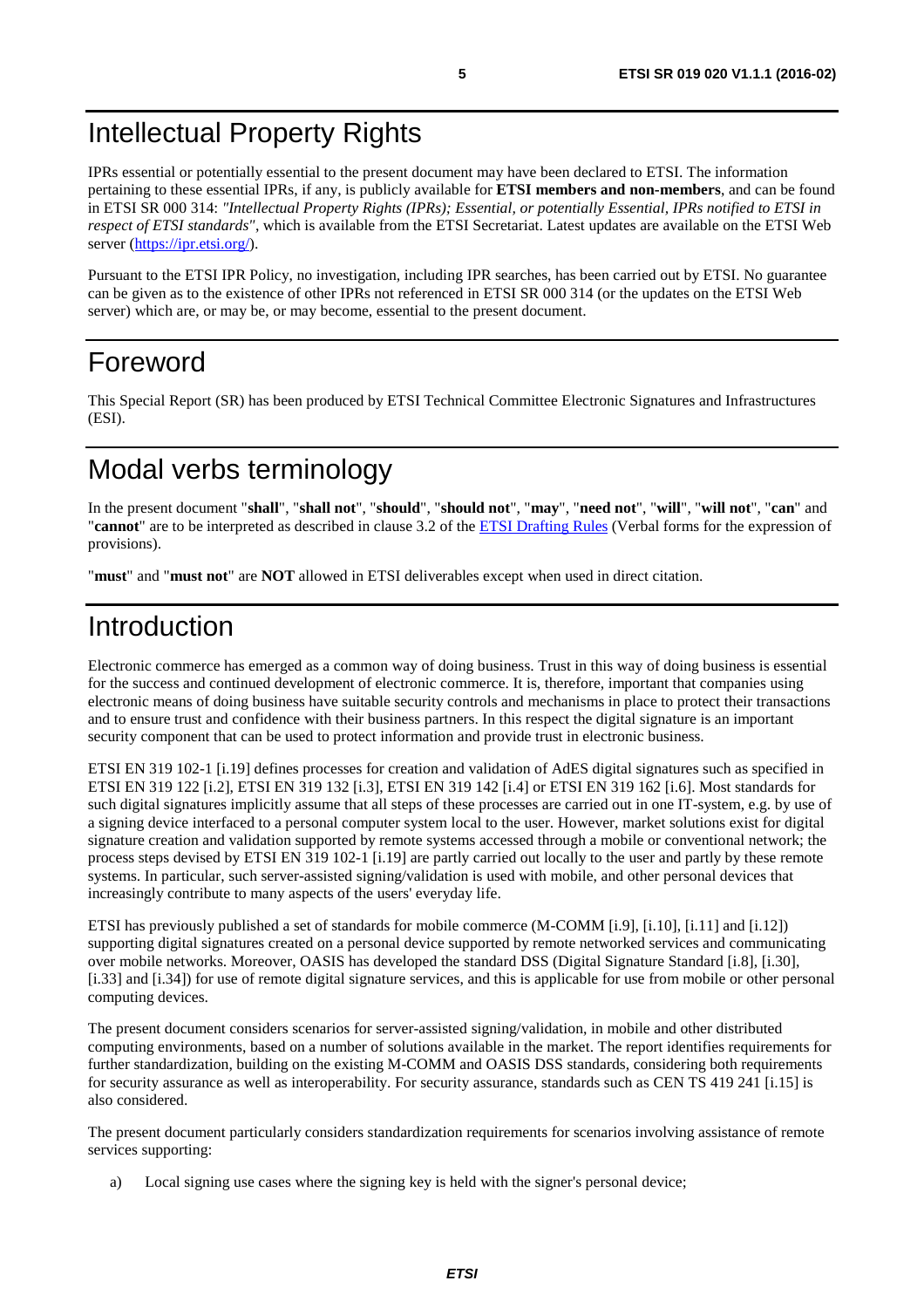# Intellectual Property Rights

IPRs essential or potentially essential to the present document may have been declared to ETSI. The information pertaining to these essential IPRs, if any, is publicly available for **ETSI members and non-members**, and can be found in ETSI SR 000 314: *"Intellectual Property Rights (IPRs); Essential, or potentially Essential, IPRs notified to ETSI in respect of ETSI standards"*, which is available from the ETSI Secretariat. Latest updates are available on the ETSI Web server (https://ipr.etsi.org/).

Pursuant to the ETSI IPR Policy, no investigation, including IPR searches, has been carried out by ETSI. No guarantee can be given as to the existence of other IPRs not referenced in ETSI SR 000 314 (or the updates on the ETSI Web server) which are, or may be, or may become, essential to the present document.

# Foreword

This Special Report (SR) has been produced by ETSI Technical Committee Electronic Signatures and Infrastructures (ESI).

# Modal verbs terminology

In the present document "**shall**", "**shall not**", "**should**", "**should not**", "**may**", "**need not**", "**will**", "**will not**", "**can**" and "**cannot**" are to be interpreted as described in clause 3.2 of the ETSI Drafting Rules (Verbal forms for the expression of provisions).

"**must**" and "**must not**" are **NOT** allowed in ETSI deliverables except when used in direct citation.

# Introduction

Electronic commerce has emerged as a common way of doing business. Trust in this way of doing business is essential for the success and continued development of electronic commerce. It is, therefore, important that companies using electronic means of doing business have suitable security controls and mechanisms in place to protect their transactions and to ensure trust and confidence with their business partners. In this respect the digital signature is an important security component that can be used to protect information and provide trust in electronic business.

ETSI EN 319 102-1 [i.19] defines processes for creation and validation of AdES digital signatures such as specified in ETSI EN 319 122 [i.2], ETSI EN 319 132 [i.3], ETSI EN 319 142 [i.4] or ETSI EN 319 162 [i.6]. Most standards for such digital signatures implicitly assume that all steps of these processes are carried out in one IT-system, e.g. by use of a signing device interfaced to a personal computer system local to the user. However, market solutions exist for digital signature creation and validation supported by remote systems accessed through a mobile or conventional network; the process steps devised by ETSI EN 319 102-1 [i.19] are partly carried out locally to the user and partly by these remote systems. In particular, such server-assisted signing/validation is used with mobile, and other personal devices that increasingly contribute to many aspects of the users' everyday life.

ETSI has previously published a set of standards for mobile commerce (M-COMM [i.9], [i.10], [i.11] and [i.12]) supporting digital signatures created on a personal device supported by remote networked services and communicating over mobile networks. Moreover, OASIS has developed the standard DSS (Digital Signature Standard [i.8], [i.30], [i.33] and [i.34]) for use of remote digital signature services, and this is applicable for use from mobile or other personal computing devices.

The present document considers scenarios for server-assisted signing/validation, in mobile and other distributed computing environments, based on a number of solutions available in the market. The report identifies requirements for further standardization, building on the existing M-COMM and OASIS DSS standards, considering both requirements for security assurance as well as interoperability. For security assurance, standards such as CEN TS 419 241 [i.15] is also considered.

The present document particularly considers standardization requirements for scenarios involving assistance of remote services supporting:

a) Local signing use cases where the signing key is held with the signer's personal device;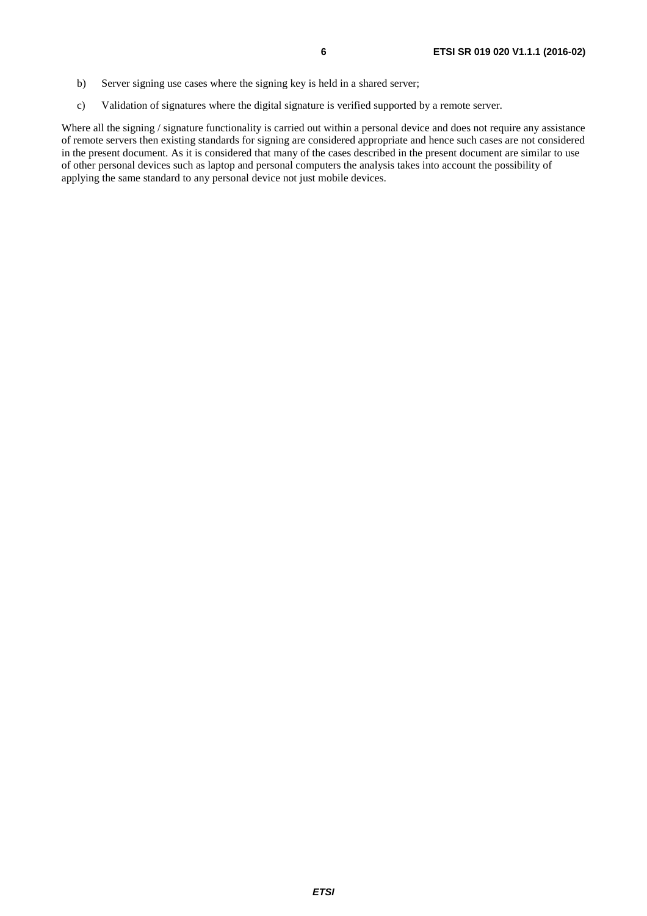b) Server signing use cases where the signing key is held in a shared server;

c) Validation of signatures where the digital signature is verified supported by a remote server.

Where all the signing / signature functionality is carried out within a personal device and does not require any assistance of remote servers then existing standards for signing are considered appropriate and hence such cases are not considered in the present document. As it is considered that many of the cases described in the present document are similar to use of other personal devices such as laptop and personal computers the analysis takes into account the possibility of applying the same standard to any personal device not just mobile devices.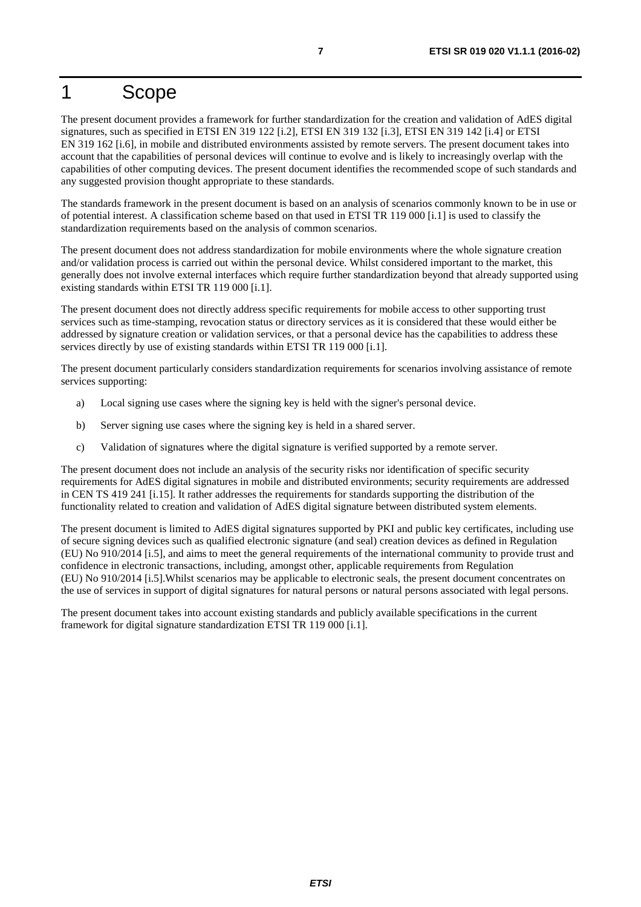# 1 Scope

The present document provides a framework for further standardization for the creation and validation of AdES digital signatures, such as specified in ETSI EN 319 122 [i.2], ETSI EN 319 132 [i.3], ETSI EN 319 142 [i.4] or ETSI EN 319 162 [i.6], in mobile and distributed environments assisted by remote servers. The present document takes into account that the capabilities of personal devices will continue to evolve and is likely to increasingly overlap with the capabilities of other computing devices. The present document identifies the recommended scope of such standards and any suggested provision thought appropriate to these standards.

The standards framework in the present document is based on an analysis of scenarios commonly known to be in use or of potential interest. A classification scheme based on that used in ETSI TR 119 000 [i.1] is used to classify the standardization requirements based on the analysis of common scenarios.

The present document does not address standardization for mobile environments where the whole signature creation and/or validation process is carried out within the personal device. Whilst considered important to the market, this generally does not involve external interfaces which require further standardization beyond that already supported using existing standards within ETSI TR 119 000 [i.1].

The present document does not directly address specific requirements for mobile access to other supporting trust services such as time-stamping, revocation status or directory services as it is considered that these would either be addressed by signature creation or validation services, or that a personal device has the capabilities to address these services directly by use of existing standards within ETSI TR 119 000 [i.1].

The present document particularly considers standardization requirements for scenarios involving assistance of remote services supporting:

a) Local signing use cases where the signing key is held with the signer's personal device.

b) Server signing use cases where the signing key is held in a shared server.

c) Validation of signatures where the digital signature is verified supported by a remote server.

The present document does not include an analysis of the security risks nor identification of specific security requirements for AdES digital signatures in mobile and distributed environments; security requirements are addressed in CEN TS 419 241 [i.15]. It rather addresses the requirements for standards supporting the distribution of the functionality related to creation and validation of AdES digital signature between distributed system elements.

The present document is limited to AdES digital signatures supported by PKI and public key certificates, including use of secure signing devices such as qualified electronic signature (and seal) creation devices as defined in Regulation (EU) No 910/2014 [i.5], and aims to meet the general requirements of the international community to provide trust and confidence in electronic transactions, including, amongst other, applicable requirements from Regulation (EU) No 910/2014 [i.5].Whilst scenarios may be applicable to electronic seals, the present document concentrates on the use of services in support of digital signatures for natural persons or natural persons associated with legal persons.

The present document takes into account existing standards and publicly available specifications in the current framework for digital signature standardization ETSI TR 119 000 [i.1].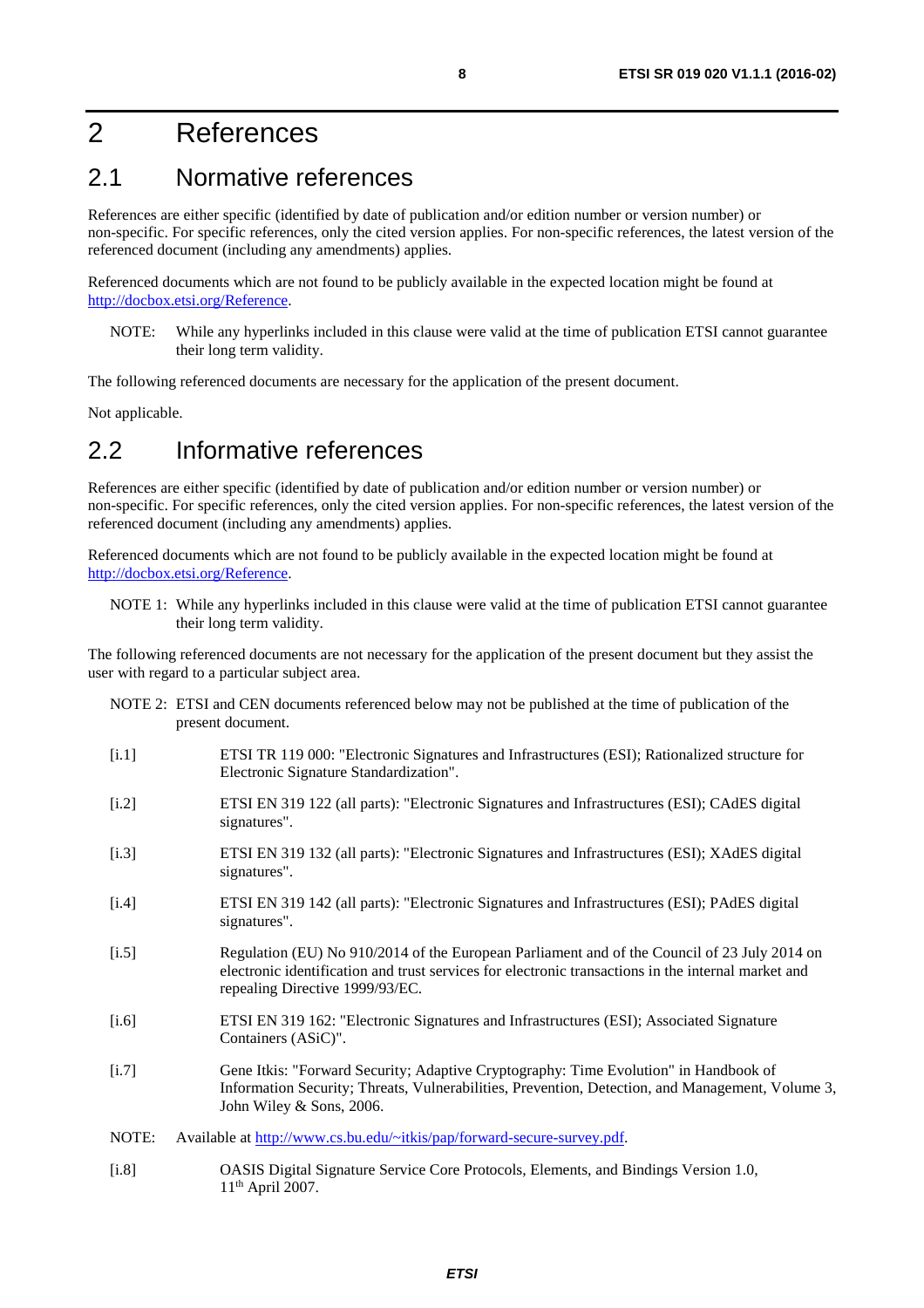# 2 References

## 2.1 Normative references

References are either specific (identified by date of publication and/or edition number or version number) or non-specific. For specific references, only the cited version applies. For non-specific references, the latest version of the referenced document (including any amendments) applies.

Referenced documents which are not found to be publicly available in the expected location might be found at http://docbox.etsi.org/Reference.

NOTE: While any hyperlinks included in this clause were valid at the time of publication ETSI cannot guarantee their long term validity.

The following referenced documents are necessary for the application of the present document.

Not applicable.

## 2.2 Informative references

References are either specific (identified by date of publication and/or edition number or version number) or non-specific. For specific references, only the cited version applies. For non-specific references, the latest version of the referenced document (including any amendments) applies.

Referenced documents which are not found to be publicly available in the expected location might be found at http://docbox.etsi.org/Reference.

NOTE 1: While any hyperlinks included in this clause were valid at the time of publication ETSI cannot guarantee their long term validity.

The following referenced documents are not necessary for the application of the present document but they assist the user with regard to a particular subject area.

NOTE 2: ETSI and CEN documents referenced below may not be published at the time of publication of the present document.

[i.1] ETSI TR 119 000: "Electronic Signatures and Infrastructures (ESI); Rationalized structure for Electronic Signature Standardization".

[i.2] ETSI EN 319 122 (all parts): "Electronic Signatures and Infrastructures (ESI); CAdES digital signatures".

[i.3] ETSI EN 319 132 (all parts): "Electronic Signatures and Infrastructures (ESI); XAdES digital signatures".

[i.4] ETSI EN 319 142 (all parts): "Electronic Signatures and Infrastructures (ESI); PAdES digital signatures".

[i.5] Regulation (EU) No 910/2014 of the European Parliament and of the Council of 23 July 2014 on electronic identification and trust services for electronic transactions in the internal market and repealing Directive 1999/93/EC.

[i.6] ETSI EN 319 162: "Electronic Signatures and Infrastructures (ESI); Associated Signature Containers (ASiC)".

[i.7] Gene Itkis: "Forward Security; Adaptive Cryptography: Time Evolution" in Handbook of Information Security; Threats, Vulnerabilities, Prevention, Detection, and Management, Volume 3, John Wiley & Sons, 2006.

NOTE: Available at http://www.cs.bu.edu/~itkis/pap/forward-secure-survey.pdf.

[i.8] OASIS Digital Signature Service Core Protocols, Elements, and Bindings Version 1.0, 11th April 2007.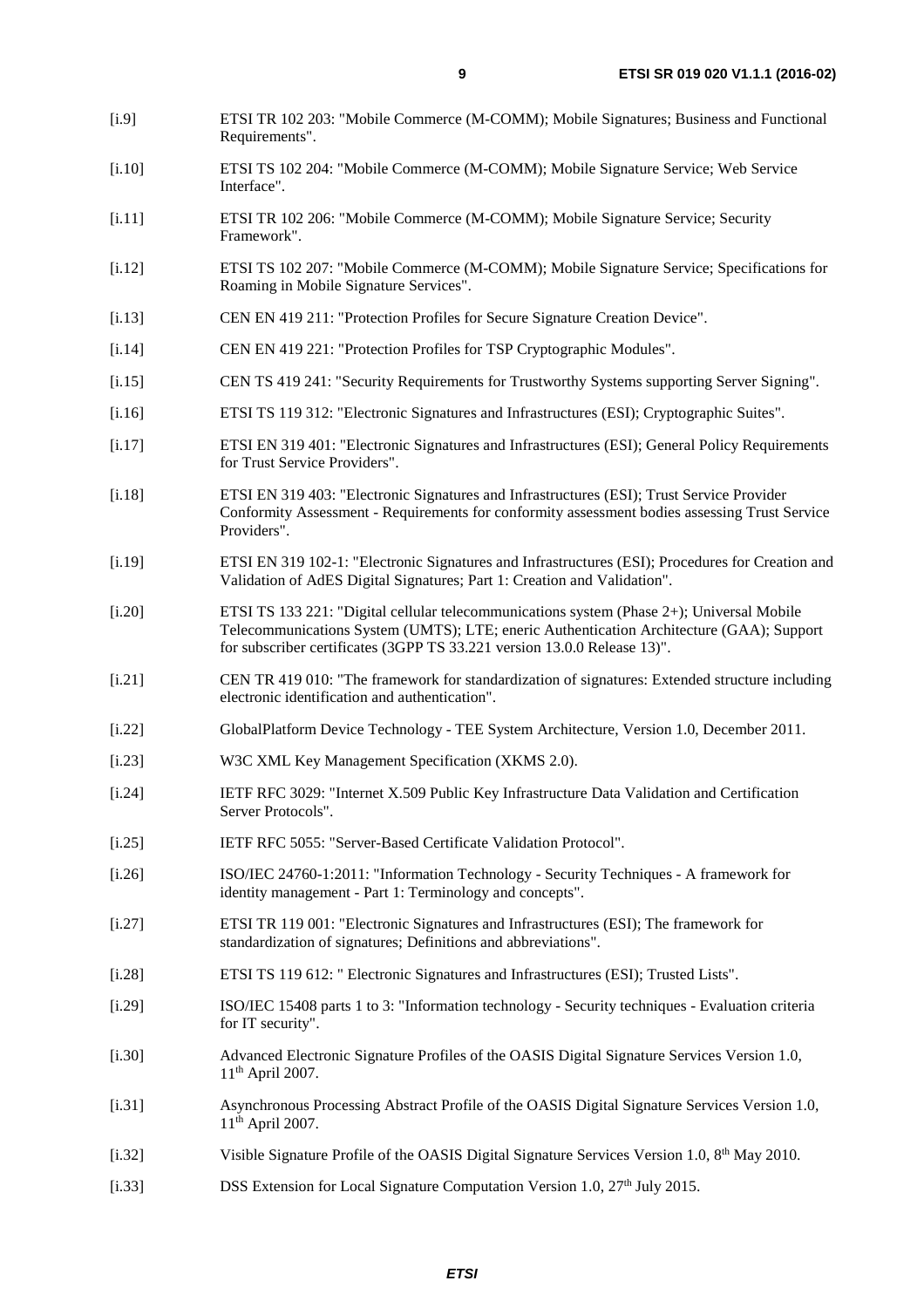[i.9] ETSI TR 102 203: "Mobile Commerce (M-COMM); Mobile Signatures; Business and Functional Requirements".

[i.10] ETSI TS 102 204: "Mobile Commerce (M-COMM); Mobile Signature Service; Web Service Interface".

[i.11] ETSI TR 102 206: "Mobile Commerce (M-COMM); Mobile Signature Service; Security Framework".

[i.12] ETSI TS 102 207: "Mobile Commerce (M-COMM); Mobile Signature Service; Specifications for Roaming in Mobile Signature Services".

[i.13] CEN EN 419 211: "Protection Profiles for Secure Signature Creation Device".

[i.14] CEN EN 419 221: "Protection Profiles for TSP Cryptographic Modules".

[i.15] CEN TS 419 241: "Security Requirements for Trustworthy Systems supporting Server Signing".

[i.16] ETSI TS 119 312: "Electronic Signatures and Infrastructures (ESI); Cryptographic Suites".

[i.17] ETSI EN 319 401: "Electronic Signatures and Infrastructures (ESI); General Policy Requirements for Trust Service Providers".

[i.18] ETSI EN 319 403: "Electronic Signatures and Infrastructures (ESI); Trust Service Provider Conformity Assessment - Requirements for conformity assessment bodies assessing Trust Service Providers".

[i.19] ETSI EN 319 102-1: "Electronic Signatures and Infrastructures (ESI); Procedures for Creation and Validation of AdES Digital Signatures; Part 1: Creation and Validation".

[i.20] ETSI TS 133 221: "Digital cellular telecommunications system (Phase 2+); Universal Mobile Telecommunications System (UMTS); LTE; eneric Authentication Architecture (GAA); Support for subscriber certificates (3GPP TS 33.221 version 13.0.0 Release 13)".

[i.21] CEN TR 419 010: "The framework for standardization of signatures: Extended structure including electronic identification and authentication".

[i.22] GlobalPlatform Device Technology - TEE System Architecture, Version 1.0, December 2011.

[i.23] W3C XML Key Management Specification (XKMS 2.0).

[i.24] IETF RFC 3029: "Internet X.509 Public Key Infrastructure Data Validation and Certification Server Protocols".

[i.25] IETF RFC 5055: "Server-Based Certificate Validation Protocol".

[i.26] ISO/IEC 24760-1:2011: "Information Technology - Security Techniques - A framework for identity management - Part 1: Terminology and concepts".

[i.27] ETSI TR 119 001: "Electronic Signatures and Infrastructures (ESI); The framework for standardization of signatures; Definitions and abbreviations".

[i.28] ETSI TS 119 612: " Electronic Signatures and Infrastructures (ESI); Trusted Lists".

[i.29] ISO/IEC 15408 parts 1 to 3: "Information technology - Security techniques - Evaluation criteria for IT security".

[i.30] Advanced Electronic Signature Profiles of the OASIS Digital Signature Services Version 1.0, 11th April 2007.

[i.31] Asynchronous Processing Abstract Profile of the OASIS Digital Signature Services Version 1.0, 11th April 2007.

[i.32] Visible Signature Profile of the OASIS Digital Signature Services Version 1.0, 8th May 2010.

[i.33] DSS Extension for Local Signature Computation Version 1.0, 27th July 2015.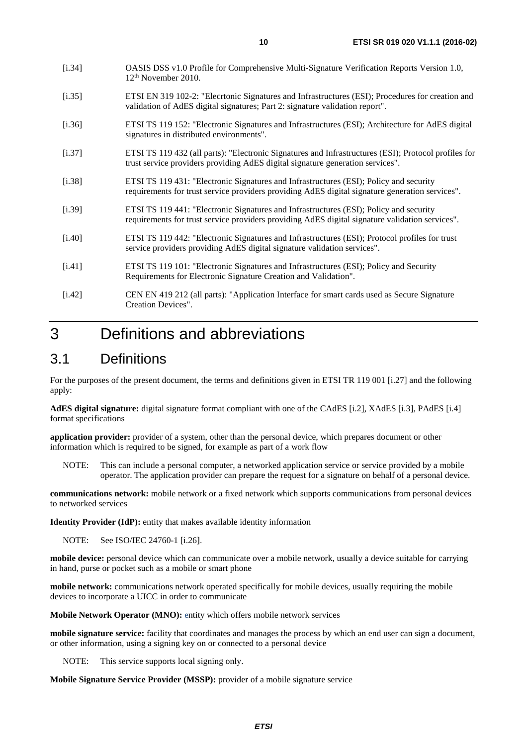[i.34] OASIS DSS v1.0 Profile for Comprehensive Multi-Signature Verification Reports Version 1.0, 12th November 2010.

[i.35] ETSI EN 319 102-2: "Elecrtonic Signatures and Infrastructures (ESI); Procedures for creation and validation of AdES digital signatures; Part 2: signature validation report".

[i.36] ETSI TS 119 152: "Electronic Signatures and Infrastructures (ESI); Architecture for AdES digital signatures in distributed environments".

[i.37] ETSI TS 119 432 (all parts): "Electronic Signatures and Infrastructures (ESI); Protocol profiles for trust service providers providing AdES digital signature generation services".

[i.38] ETSI TS 119 431: "Electronic Signatures and Infrastructures (ESI); Policy and security requirements for trust service providers providing AdES digital signature generation services".

[i.39] ETSI TS 119 441: "Electronic Signatures and Infrastructures (ESI); Policy and security requirements for trust service providers providing AdES digital signature validation services".

[i.40] ETSI TS 119 442: "Electronic Signatures and Infrastructures (ESI); Protocol profiles for trust service providers providing AdES digital signature validation services".

[i.41] ETSI TS 119 101: "Electronic Signatures and Infrastructures (ESI); Policy and Security Requirements for Electronic Signature Creation and Validation".

[i.42] CEN EN 419 212 (all parts): "Application Interface for smart cards used as Secure Signature Creation Devices".

# 3 Definitions and abbreviations

## 3.1 Definitions

For the purposes of the present document, the terms and definitions given in ETSI TR 119 001 [i.27] and the following apply:

**AdES digital signature:** digital signature format compliant with one of the CAdES [i.2], XAdES [i.3], PAdES [i.4] format specifications

**application provider:** provider of a system, other than the personal device, which prepares document or other information which is required to be signed, for example as part of a work flow

NOTE: This can include a personal computer, a networked application service or service provided by a mobile operator. The application provider can prepare the request for a signature on behalf of a personal device.

**communications network:** mobile network or a fixed network which supports communications from personal devices to networked services

**Identity Provider (IdP):** entity that makes available identity information

NOTE: See ISO/IEC 24760-1 [i.26].

**mobile device:** personal device which can communicate over a mobile network, usually a device suitable for carrying in hand, purse or pocket such as a mobile or smart phone

**mobile network:** communications network operated specifically for mobile devices, usually requiring the mobile devices to incorporate a UICC in order to communicate

**Mobile Network Operator (MNO):** entity which offers mobile network services

**mobile signature service:** facility that coordinates and manages the process by which an end user can sign a document, or other information, using a signing key on or connected to a personal device

NOTE: This service supports local signing only.

**Mobile Signature Service Provider (MSSP):** provider of a mobile signature service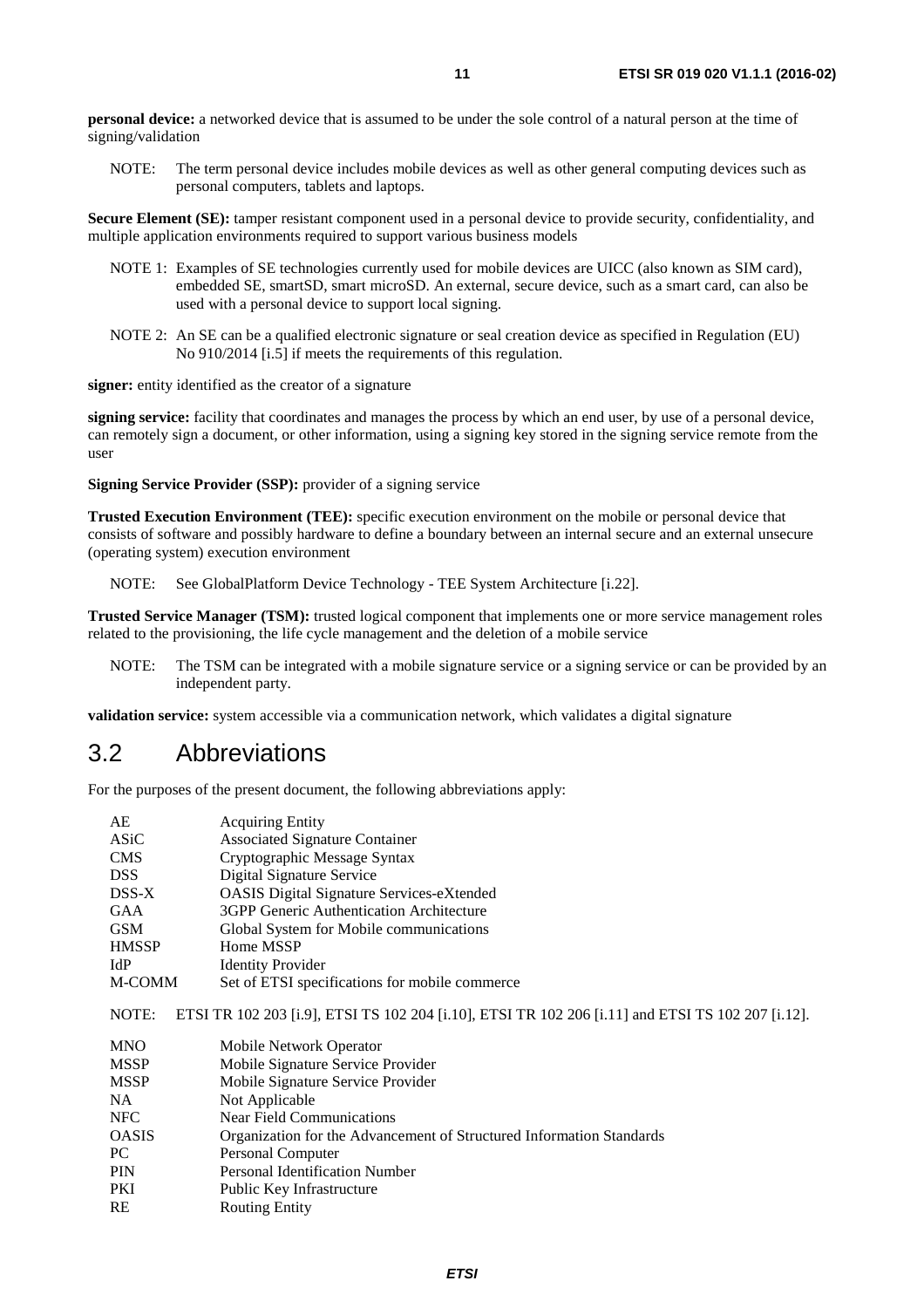**personal device:** a networked device that is assumed to be under the sole control of a natural person at the time of signing/validation

NOTE: The term personal device includes mobile devices as well as other general computing devices such as personal computers, tablets and laptops.

**Secure Element (SE):** tamper resistant component used in a personal device to provide security, confidentiality, and multiple application environments required to support various business models

NOTE 1: Examples of SE technologies currently used for mobile devices are UICC (also known as SIM card), embedded SE, smartSD, smart microSD. An external, secure device, such as a smart card, can also be used with a personal device to support local signing.

NOTE 2: An SE can be a qualified electronic signature or seal creation device as specified in Regulation (EU) No 910/2014 [i.5] if meets the requirements of this regulation.

**signer:** entity identified as the creator of a signature

**signing service:** facility that coordinates and manages the process by which an end user, by use of a personal device, can remotely sign a document, or other information, using a signing key stored in the signing service remote from the user

**Signing Service Provider (SSP):** provider of a signing service

**Trusted Execution Environment (TEE):** specific execution environment on the mobile or personal device that consists of software and possibly hardware to define a boundary between an internal secure and an external unsecure (operating system) execution environment

NOTE: See GlobalPlatform Device Technology - TEE System Architecture [i.22].

**Trusted Service Manager (TSM):** trusted logical component that implements one or more service management roles related to the provisioning, the life cycle management and the deletion of a mobile service

NOTE: The TSM can be integrated with a mobile signature service or a signing service or can be provided by an independent party.

**validation service:** system accessible via a communication network, which validates a digital signature

## 3.2 Abbreviations

For the purposes of the present document, the following abbreviations apply:

| | |
|---|---|
| AE | Acquiring Entity |
| ASiC | Associated Signature Container |
| CMS | Cryptographic Message Syntax |
| DSS | Digital Signature Service |
| DSS-X | OASIS Digital Signature Services-eXtended |
| GAA | 3GPP Generic Authentication Architecture |
| GSM | Global System for Mobile communications |
| HMSSP | Home MSSP |
| IdP | Identity Provider |
| M-COMM | Set of ETSI specifications for mobile commerce |

NOTE: ETSI TR 102 203 [i.9], ETSI TS 102 204 [i.10], ETSI TR 102 206 [i.11] and ETSI TS 102 207 [i.12].

| | |
|---|---|
| MNO | Mobile Network Operator |
| MSSP | Mobile Signature Service Provider |
| MSSP | Mobile Signature Service Provider |
| NA | Not Applicable |
| NFC | Near Field Communications |
| OASIS | Organization for the Advancement of Structured Information Standards |
| PC | Personal Computer |
| PIN | Personal Identification Number |
| PKI | Public Key Infrastructure |
| RE | Routing Entity |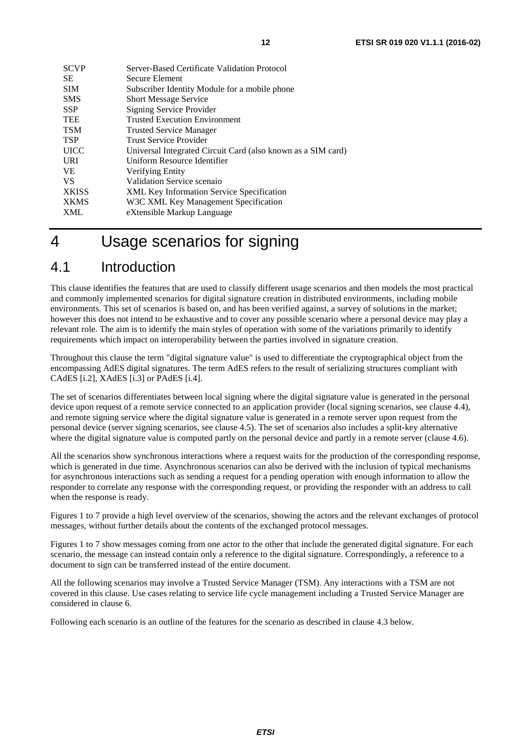| | |
|---|---|
| SCVP | Server-Based Certificate Validation Protocol |
| SE | Secure Element |
| SIM | Subscriber Identity Module for a mobile phone |
| SMS | Short Message Service |
| SSP | Signing Service Provider |
| TEE | Trusted Execution Environment |
| TSM | Trusted Service Manager |
| TSP | Trust Service Provider |
| UICC | Universal Integrated Circuit Card (also known as a SIM card) |
| URI | Uniform Resource Identifier |
| VE | Verifying Entity |
| VS | Validation Service scenaio |
| XKISS | XML Key Information Service Specification |
| XKMS | W3C XML Key Management Specification |
| XML | eXtensible Markup Language |

# 4 Usage scenarios for signing

## 4.1 Introduction

This clause identifies the features that are used to classify different usage scenarios and then models the most practical and commonly implemented scenarios for digital signature creation in distributed environments, including mobile environments. This set of scenarios is based on, and has been verified against, a survey of solutions in the market; however this does not intend to be exhaustive and to cover any possible scenario where a personal device may play a relevant role. The aim is to identify the main styles of operation with some of the variations primarily to identify requirements which impact on interoperability between the parties involved in signature creation.

Throughout this clause the term "digital signature value" is used to differentiate the cryptographical object from the encompassing AdES digital signatures. The term AdES refers to the result of serializing structures compliant with CAdES [i.2], XAdES [i.3] or PAdES [i.4].

The set of scenarios differentiates between local signing where the digital signature value is generated in the personal device upon request of a remote service connected to an application provider (local signing scenarios, see clause 4.4), and remote signing service where the digital signature value is generated in a remote server upon request from the personal device (server signing scenarios, see clause 4.5). The set of scenarios also includes a split-key alternative where the digital signature value is computed partly on the personal device and partly in a remote server (clause 4.6).

All the scenarios show synchronous interactions where a request waits for the production of the corresponding response, which is generated in due time. Asynchronous scenarios can also be derived with the inclusion of typical mechanisms for asynchronous interactions such as sending a request for a pending operation with enough information to allow the responder to correlate any response with the corresponding request, or providing the responder with an address to call when the response is ready.

Figures 1 to 7 provide a high level overview of the scenarios, showing the actors and the relevant exchanges of protocol messages, without further details about the contents of the exchanged protocol messages.

Figures 1 to 7 show messages coming from one actor to the other that include the generated digital signature. For each scenario, the message can instead contain only a reference to the digital signature. Correspondingly, a reference to a document to sign can be transferred instead of the entire document.

All the following scenarios may involve a Trusted Service Manager (TSM). Any interactions with a TSM are not covered in this clause. Use cases relating to service life cycle management including a Trusted Service Manager are considered in clause 6.

Following each scenario is an outline of the features for the scenario as described in clause 4.3 below.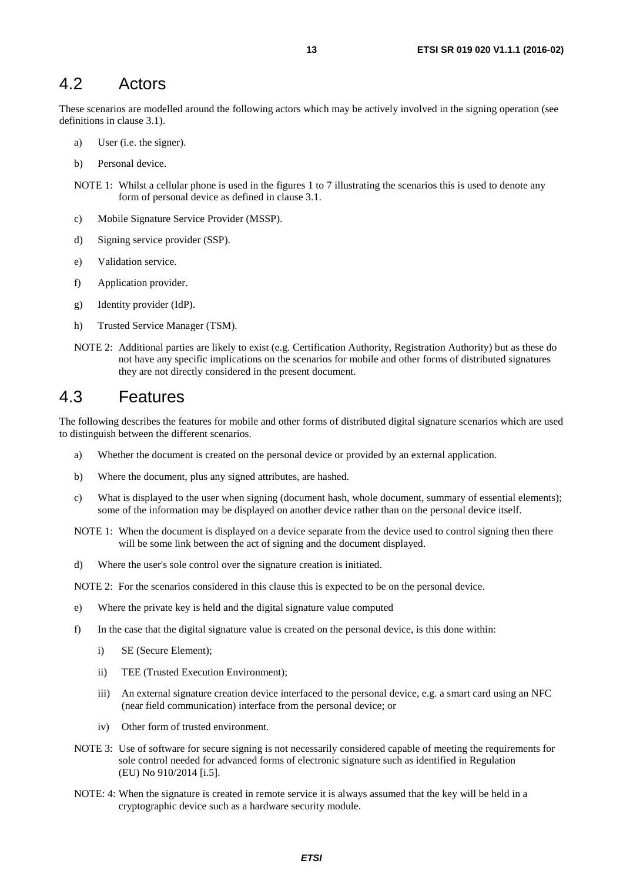## 4.2 Actors

These scenarios are modelled around the following actors which may be actively involved in the signing operation (see definitions in clause 3.1).

a) User (i.e. the signer).

b) Personal device.

NOTE 1: Whilst a cellular phone is used in the figures 1 to 7 illustrating the scenarios this is used to denote any form of personal device as defined in clause 3.1.

c) Mobile Signature Service Provider (MSSP).

d) Signing service provider (SSP).

e) Validation service.

f) Application provider.

g) Identity provider (IdP).

h) Trusted Service Manager (TSM).

NOTE 2: Additional parties are likely to exist (e.g. Certification Authority, Registration Authority) but as these do not have any specific implications on the scenarios for mobile and other forms of distributed signatures they are not directly considered in the present document.

## 4.3 Features

The following describes the features for mobile and other forms of distributed digital signature scenarios which are used to distinguish between the different scenarios.

a) Whether the document is created on the personal device or provided by an external application.

b) Where the document, plus any signed attributes, are hashed.

c) What is displayed to the user when signing (document hash, whole document, summary of essential elements); some of the information may be displayed on another device rather than on the personal device itself.

NOTE 1: When the document is displayed on a device separate from the device used to control signing then there will be some link between the act of signing and the document displayed.

d) Where the user's sole control over the signature creation is initiated.

NOTE 2: For the scenarios considered in this clause this is expected to be on the personal device.

e) Where the private key is held and the digital signature value computed

f) In the case that the digital signature value is created on the personal device, is this done within:

   i) SE (Secure Element);

   ii) TEE (Trusted Execution Environment);

   iii) An external signature creation device interfaced to the personal device, e.g. a smart card using an NFC (near field communication) interface from the personal device; or

   iv) Other form of trusted environment.

NOTE 3: Use of software for secure signing is not necessarily considered capable of meeting the requirements for sole control needed for advanced forms of electronic signature such as identified in Regulation (EU) No 910/2014 [i.5].

NOTE: 4: When the signature is created in remote service it is always assumed that the key will be held in a cryptographic device such as a hardware security module.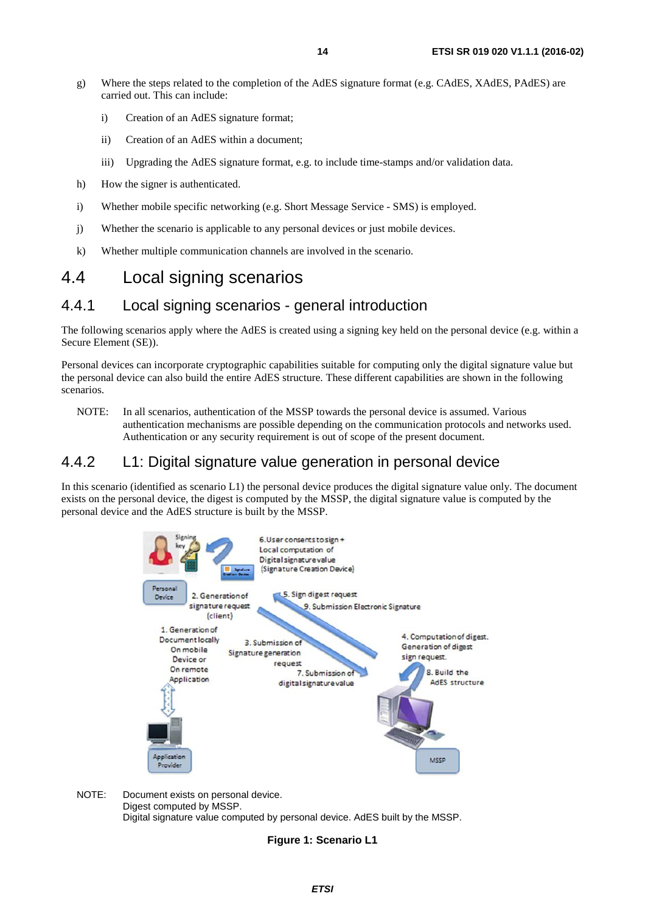g) Where the steps related to the completion of the AdES signature format (e.g. CAdES, XAdES, PAdES) are carried out. This can include:

   i) Creation of an AdES signature format;

   ii) Creation of an AdES within a document;

   iii) Upgrading the AdES signature format, e.g. to include time-stamps and/or validation data.

h) How the signer is authenticated.

i) Whether mobile specific networking (e.g. Short Message Service - SMS) is employed.

j) Whether the scenario is applicable to any personal devices or just mobile devices.

k) Whether multiple communication channels are involved in the scenario.

# 4.4 Local signing scenarios

## 4.4.1 Local signing scenarios - general introduction

The following scenarios apply where the AdES is created using a signing key held on the personal device (e.g. within a Secure Element (SE)).

Personal devices can incorporate cryptographic capabilities suitable for computing only the digital signature value but the personal device can also build the entire AdES structure. These different capabilities are shown in the following scenarios.

NOTE: In all scenarios, authentication of the MSSP towards the personal device is assumed. Various authentication mechanisms are possible depending on the communication protocols and networks used. Authentication or any security requirement is out of scope of the present document.

## 4.4.2 L1: Digital signature value generation in personal device

In this scenario (identified as scenario L1) the personal device produces the digital signature value only. The document exists on the personal device, the digest is computed by the MSSP, the digital signature value is computed by the personal device and the AdES structure is built by the MSSP.

NOTE: Document exists on personal device.
Digest computed by MSSP.
Digital signature value computed by personal device. AdES built by the MSSP.

**Figure 1: Scenario L1**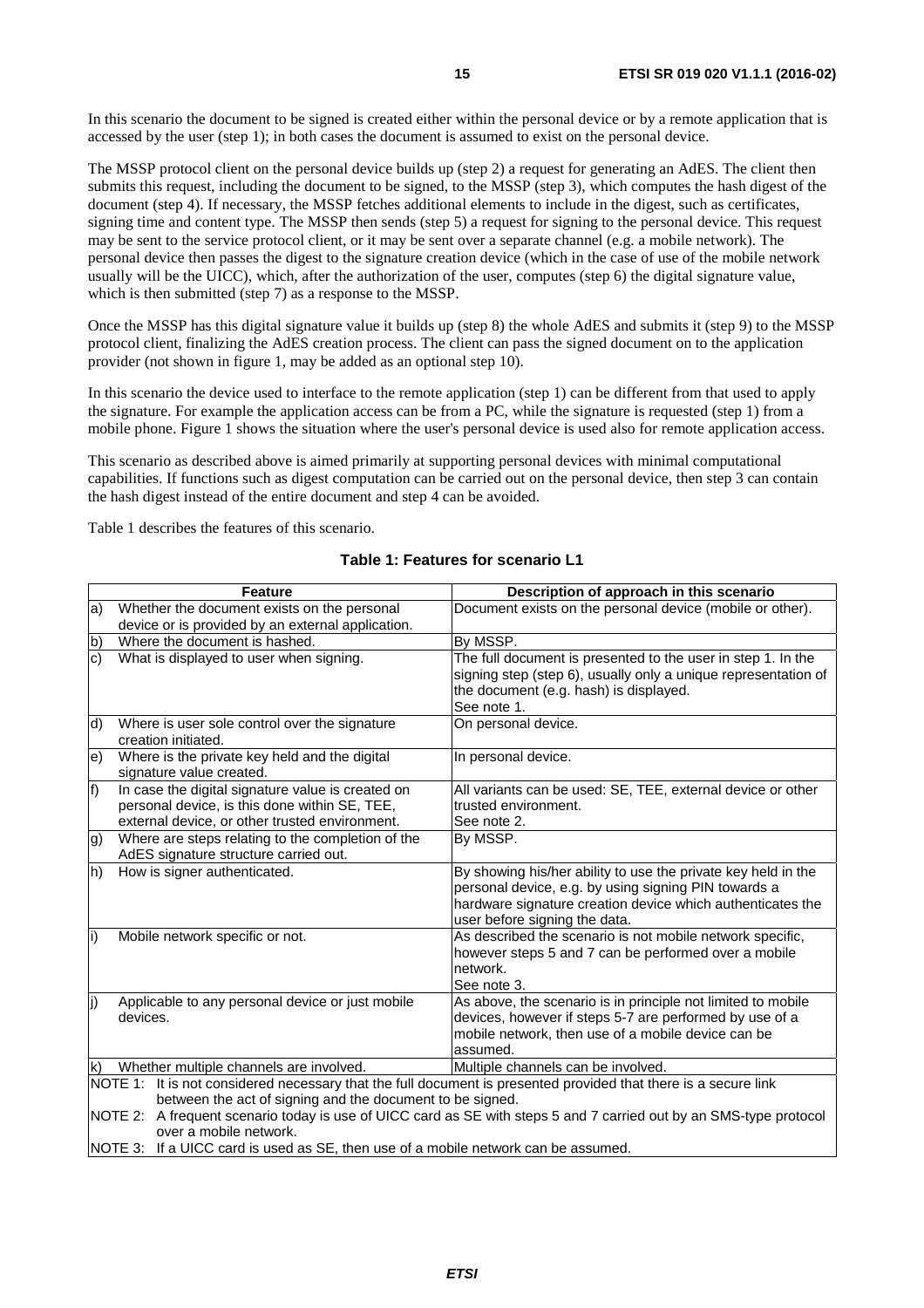In this scenario the document to be signed is created either within the personal device or by a remote application that is accessed by the user (step 1); in both cases the document is assumed to exist on the personal device.

The MSSP protocol client on the personal device builds up (step 2) a request for generating an AdES. The client then submits this request, including the document to be signed, to the MSSP (step 3), which computes the hash digest of the document (step 4). If necessary, the MSSP fetches additional elements to include in the digest, such as certificates, signing time and content type. The MSSP then sends (step 5) a request for signing to the personal device. This request may be sent to the service protocol client, or it may be sent over a separate channel (e.g. a mobile network). The personal device then passes the digest to the signature creation device (which in the case of use of the mobile network usually will be the UICC), which, after the authorization of the user, computes (step 6) the digital signature value, which is then submitted (step 7) as a response to the MSSP.

Once the MSSP has this digital signature value it builds up (step 8) the whole AdES and submits it (step 9) to the MSSP protocol client, finalizing the AdES creation process. The client can pass the signed document on to the application provider (not shown in figure 1, may be added as an optional step 10).

In this scenario the device used to interface to the remote application (step 1) can be different from that used to apply the signature. For example the application access can be from a PC, while the signature is requested (step 1) from a mobile phone. Figure 1 shows the situation where the user's personal device is used also for remote application access.

This scenario as described above is aimed primarily at supporting personal devices with minimal computational capabilities. If functions such as digest computation can be carried out on the personal device, then step 3 can contain the hash digest instead of the entire document and step 4 can be avoided.

Table 1 describes the features of this scenario.

**Table 1: Features for scenario L1**

| | Feature | Description of approach in this scenario |
|---|---|---|
| a) | Whether the document exists on the personal device or is provided by an external application. | Document exists on the personal device (mobile or other). |
| b) | Where the document is hashed. | By MSSP. |
| c) | What is displayed to user when signing. | The full document is presented to the user in step 1. In the signing step (step 6), usually only a unique representation of the document (e.g. hash) is displayed. See note 1. |
| d) | Where is user sole control over the signature creation initiated. | On personal device. |
| e) | Where is the private key held and the digital signature value created. | In personal device. |
| f) | In case the digital signature value is created on personal device, is this done within SE, TEE, external device, or other trusted environment. | All variants can be used: SE, TEE, external device or other trusted environment. See note 2. |
| g) | Where are steps relating to the completion of the AdES signature structure carried out. | By MSSP. |
| h) | How is signer authenticated. | By showing his/her ability to use the private key held in the personal device, e.g. by using signing PIN towards a hardware signature creation device which authenticates the user before signing the data. |
| i) | Mobile network specific or not. | As described the scenario is not mobile network specific, however steps 5 and 7 can be performed over a mobile network. See note 3. |
| j) | Applicable to any personal device or just mobile devices. | As above, the scenario is in principle not limited to mobile devices, however if steps 5-7 are performed by use of a mobile network, then use of a mobile device can be assumed. |
| k) | Whether multiple channels are involved. | Multiple channels can be involved. |
| NOTE 1: It is not considered necessary that the full document is presented provided that there is a secure link between the act of signing and the document to be signed. | | |
| NOTE 2: A frequent scenario today is use of UICC card as SE with steps 5 and 7 carried out by an SMS-type protocol over a mobile network. | | |
| NOTE 3: If a UICC card is used as SE, then use of a mobile network can be assumed. | | |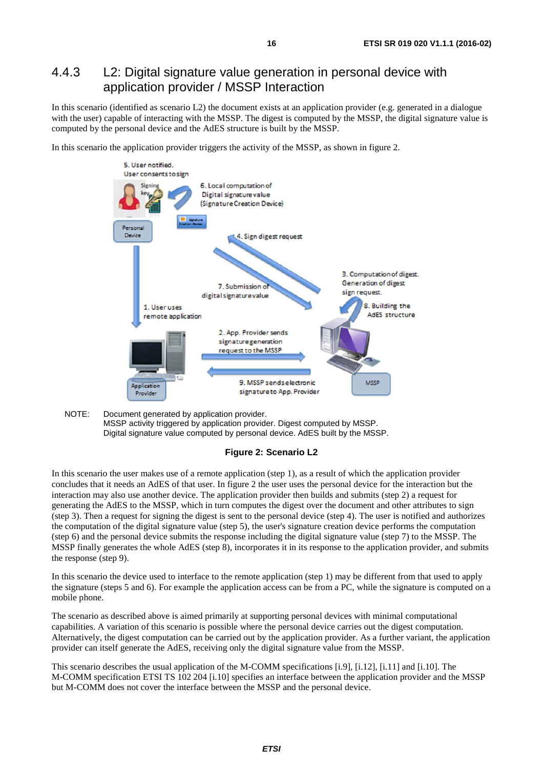### 4.4.3 L2: Digital signature value generation in personal device with application provider / MSSP Interaction

In this scenario (identified as scenario L2) the document exists at an application provider (e.g. generated in a dialogue with the user) capable of interacting with the MSSP. The digest is computed by the MSSP, the digital signature value is computed by the personal device and the AdES structure is built by the MSSP.

In this scenario the application provider triggers the activity of the MSSP, as shown in figure 2.

NOTE: Document generated by application provider.
MSSP activity triggered by application provider. Digest computed by MSSP.
Digital signature value computed by personal device. AdES built by the MSSP.

**Figure 2: Scenario L2**

In this scenario the user makes use of a remote application (step 1), as a result of which the application provider concludes that it needs an AdES of that user. In figure 2 the user uses the personal device for the interaction but the interaction may also use another device. The application provider then builds and submits (step 2) a request for generating the AdES to the MSSP, which in turn computes the digest over the document and other attributes to sign (step 3). Then a request for signing the digest is sent to the personal device (step 4). The user is notified and authorizes the computation of the digital signature value (step 5), the user's signature creation device performs the computation (step 6) and the personal device submits the response including the digital signature value (step 7) to the MSSP. The MSSP finally generates the whole AdES (step 8), incorporates it in its response to the application provider, and submits the response (step 9).

In this scenario the device used to interface to the remote application (step 1) may be different from that used to apply the signature (steps 5 and 6). For example the application access can be from a PC, while the signature is computed on a mobile phone.

The scenario as described above is aimed primarily at supporting personal devices with minimal computational capabilities. A variation of this scenario is possible where the personal device carries out the digest computation. Alternatively, the digest computation can be carried out by the application provider. As a further variant, the application provider can itself generate the AdES, receiving only the digital signature value from the MSSP.

This scenario describes the usual application of the M-COMM specifications [i.9], [i.12], [i.11] and [i.10]. The M-COMM specification ETSI TS 102 204 [i.10] specifies an interface between the application provider and the MSSP but M-COMM does not cover the interface between the MSSP and the personal device.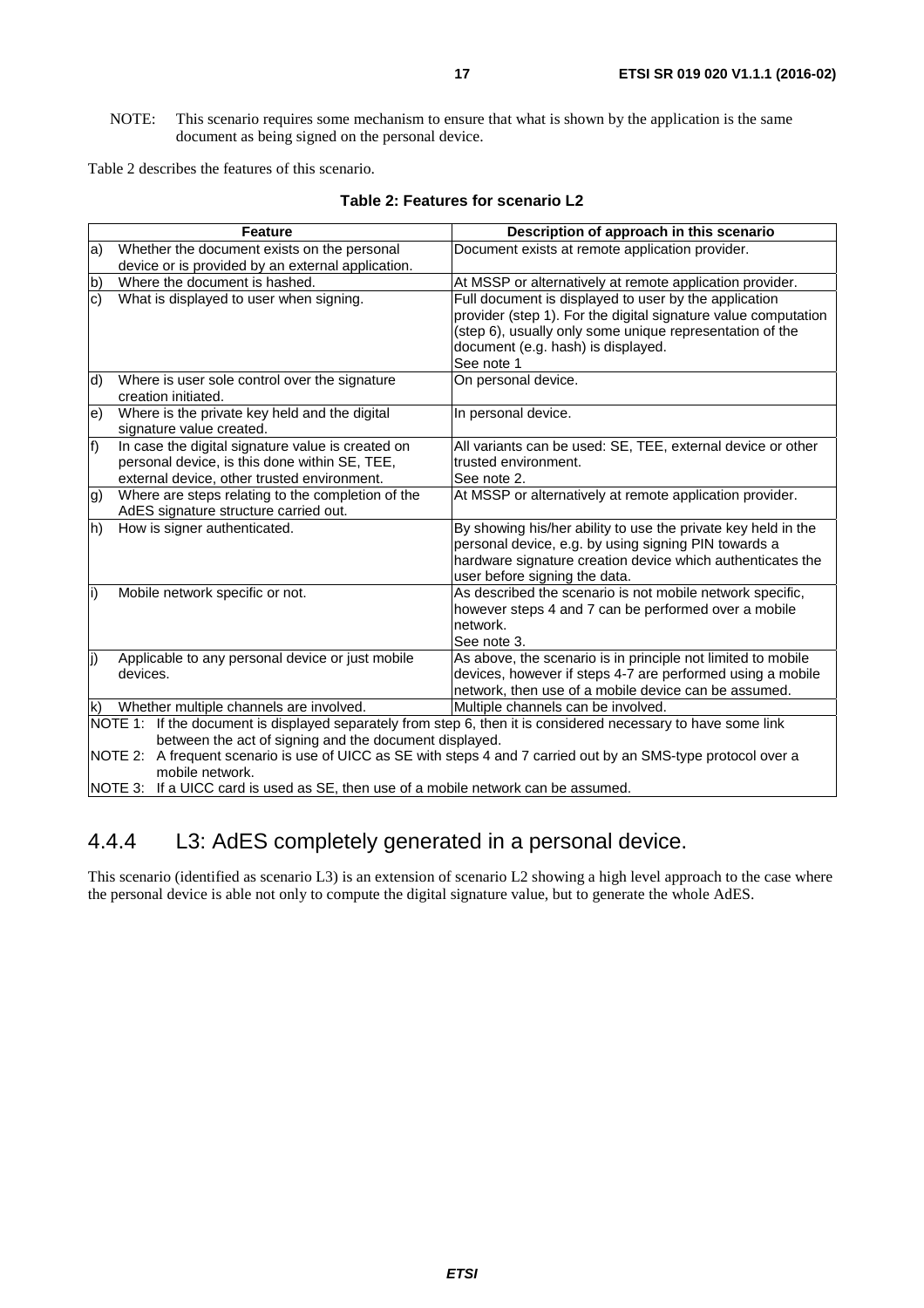NOTE: This scenario requires some mechanism to ensure that what is shown by the application is the same document as being signed on the personal device.

Table 2 describes the features of this scenario.

**Table 2: Features for scenario L2**

| Feature | Description of approach in this scenario |
|---|---|
| a) Whether the document exists on the personal device or is provided by an external application. | Document exists at remote application provider. |
| b) Where the document is hashed. | At MSSP or alternatively at remote application provider. |
| c) What is displayed to user when signing. | Full document is displayed to user by the application provider (step 1). For the digital signature value computation (step 6), usually only some unique representation of the document (e.g. hash) is displayed. See note 1 |
| d) Where is user sole control over the signature creation initiated. | On personal device. |
| e) Where is the private key held and the digital signature value created. | In personal device. |
| f) In case the digital signature value is created on personal device, is this done within SE, TEE, external device, other trusted environment. | All variants can be used: SE, TEE, external device or other trusted environment. See note 2. |
| g) Where are steps relating to the completion of the AdES signature structure carried out. | At MSSP or alternatively at remote application provider. |
| h) How is signer authenticated. | By showing his/her ability to use the private key held in the personal device, e.g. by using signing PIN towards a hardware signature creation device which authenticates the user before signing the data. |
| i) Mobile network specific or not. | As described the scenario is not mobile network specific, however steps 4 and 7 can be performed over a mobile network. See note 3. |
| j) Applicable to any personal device or just mobile devices. | As above, the scenario is in principle not limited to mobile devices, however if steps 4-7 are performed using a mobile network, then use of a mobile device can be assumed. |
| k) Whether multiple channels are involved. | Multiple channels can be involved. |
| NOTE 1: If the document is displayed separately from step 6, then it is considered necessary to have some link between the act of signing and the document displayed. | |
| NOTE 2: A frequent scenario is use of UICC as SE with steps 4 and 7 carried out by an SMS-type protocol over a mobile network. | |
| NOTE 3: If a UICC card is used as SE, then use of a mobile network can be assumed. | |

## 4.4.4 L3: AdES completely generated in a personal device.

This scenario (identified as scenario L3) is an extension of scenario L2 showing a high level approach to the case where the personal device is able not only to compute the digital signature value, but to generate the whole AdES.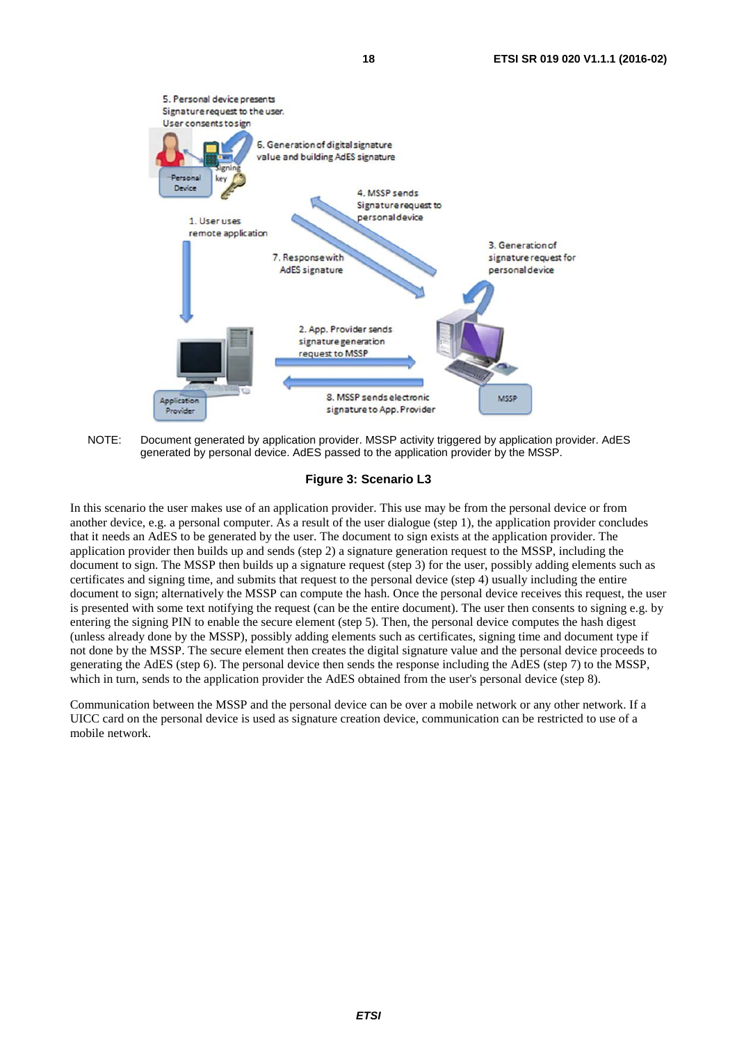NOTE: Document generated by application provider. MSSP activity triggered by application provider. AdES generated by personal device. AdES passed to the application provider by the MSSP.

**Figure 3: Scenario L3**

In this scenario the user makes use of an application provider. This use may be from the personal device or from another device, e.g. a personal computer. As a result of the user dialogue (step 1), the application provider concludes that it needs an AdES to be generated by the user. The document to sign exists at the application provider. The application provider then builds up and sends (step 2) a signature generation request to the MSSP, including the document to sign. The MSSP then builds up a signature request (step 3) for the user, possibly adding elements such as certificates and signing time, and submits that request to the personal device (step 4) usually including the entire document to sign; alternatively the MSSP can compute the hash. Once the personal device receives this request, the user is presented with some text notifying the request (can be the entire document). The user then consents to signing e.g. by entering the signing PIN to enable the secure element (step 5). Then, the personal device computes the hash digest (unless already done by the MSSP), possibly adding elements such as certificates, signing time and document type if not done by the MSSP. The secure element then creates the digital signature value and the personal device proceeds to generating the AdES (step 6). The personal device then sends the response including the AdES (step 7) to the MSSP, which in turn, sends to the application provider the AdES obtained from the user's personal device (step 8).

Communication between the MSSP and the personal device can be over a mobile network or any other network. If a UICC card on the personal device is used as signature creation device, communication can be restricted to use of a mobile network.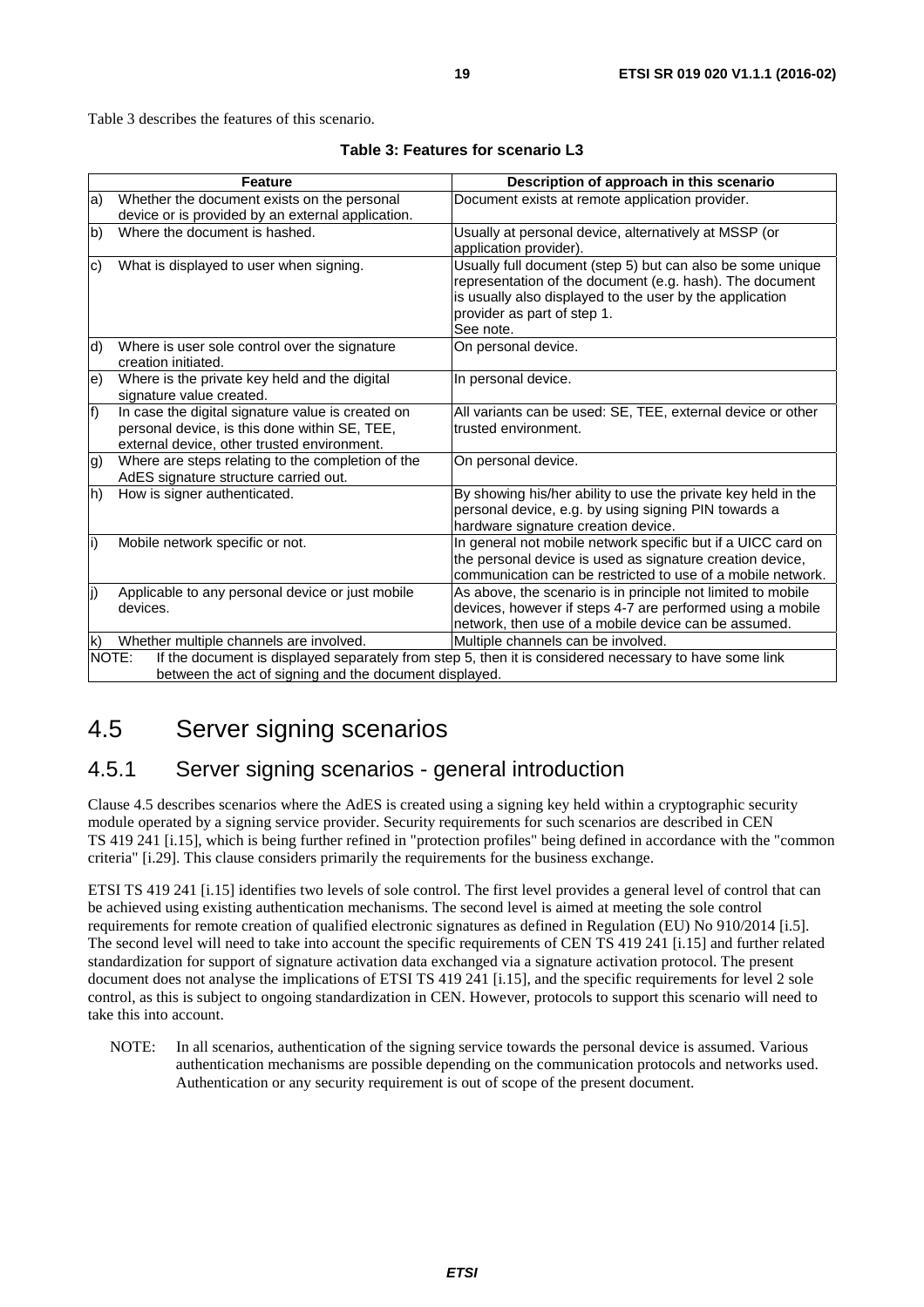Table 3 describes the features of this scenario.

**Table 3: Features for scenario L3**

| Feature | Description of approach in this scenario |
|---|---|
| a) Whether the document exists on the personal device or is provided by an external application. | Document exists at remote application provider. |
| b) Where the document is hashed. | Usually at personal device, alternatively at MSSP (or application provider). |
| c) What is displayed to user when signing. | Usually full document (step 5) but can also be some unique representation of the document (e.g. hash). The document is usually also displayed to the user by the application provider as part of step 1. See note. |
| d) Where is user sole control over the signature creation initiated. | On personal device. |
| e) Where is the private key held and the digital signature value created. | In personal device. |
| f) In case the digital signature value is created on personal device, is this done within SE, TEE, external device, other trusted environment. | All variants can be used: SE, TEE, external device or other trusted environment. |
| g) Where are steps relating to the completion of the AdES signature structure carried out. | On personal device. |
| h) How is signer authenticated. | By showing his/her ability to use the private key held in the personal device, e.g. by using signing PIN towards a hardware signature creation device. |
| i) Mobile network specific or not. | In general not mobile network specific but if a UICC card on the personal device is used as signature creation device, communication can be restricted to use of a mobile network. |
| j) Applicable to any personal device or just mobile devices. | As above, the scenario is in principle not limited to mobile devices, however if steps 4-7 are performed using a mobile network, then use of a mobile device can be assumed. |
| k) Whether multiple channels are involved. | Multiple channels can be involved. |
| NOTE: If the document is displayed separately from step 5, then it is considered necessary to have some link between the act of signing and the document displayed. | |

## 4.5 Server signing scenarios

### 4.5.1 Server signing scenarios - general introduction

Clause 4.5 describes scenarios where the AdES is created using a signing key held within a cryptographic security module operated by a signing service provider. Security requirements for such scenarios are described in CEN TS 419 241 [i.15], which is being further refined in "protection profiles" being defined in accordance with the "common criteria" [i.29]. This clause considers primarily the requirements for the business exchange.

ETSI TS 419 241 [i.15] identifies two levels of sole control. The first level provides a general level of control that can be achieved using existing authentication mechanisms. The second level is aimed at meeting the sole control requirements for remote creation of qualified electronic signatures as defined in Regulation (EU) No 910/2014 [i.5]. The second level will need to take into account the specific requirements of CEN TS 419 241 [i.15] and further related standardization for support of signature activation data exchanged via a signature activation protocol. The present document does not analyse the implications of ETSI TS 419 241 [i.15], and the specific requirements for level 2 sole control, as this is subject to ongoing standardization in CEN. However, protocols to support this scenario will need to take this into account.

NOTE: In all scenarios, authentication of the signing service towards the personal device is assumed. Various authentication mechanisms are possible depending on the communication protocols and networks used. Authentication or any security requirement is out of scope of the present document.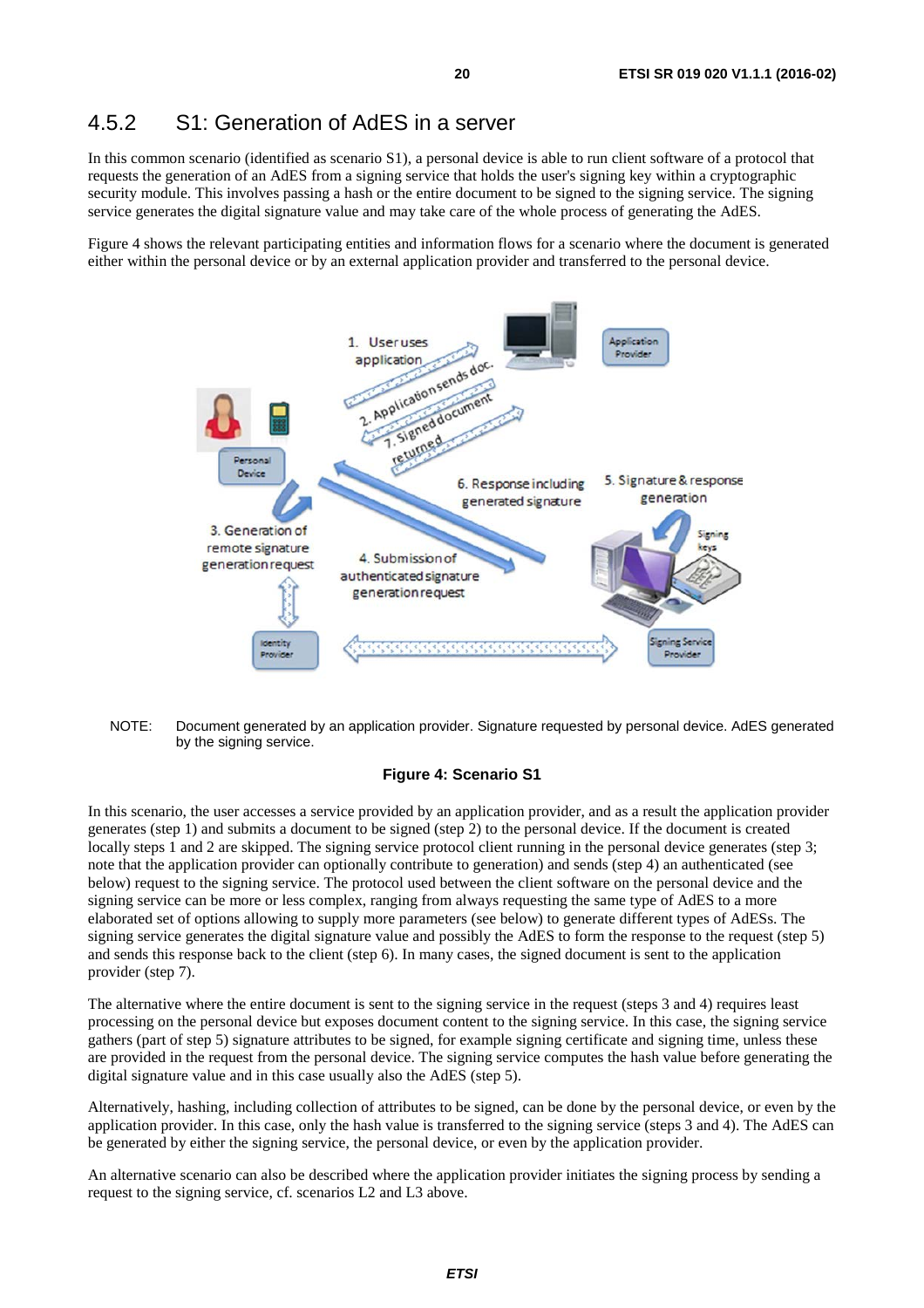### 4.5.2 S1: Generation of AdES in a server

In this common scenario (identified as scenario S1), a personal device is able to run client software of a protocol that requests the generation of an AdES from a signing service that holds the user's signing key within a cryptographic security module. This involves passing a hash or the entire document to be signed to the signing service. The signing service generates the digital signature value and may take care of the whole process of generating the AdES.

Figure 4 shows the relevant participating entities and information flows for a scenario where the document is generated either within the personal device or by an external application provider and transferred to the personal device.

NOTE: Document generated by an application provider. Signature requested by personal device. AdES generated by the signing service.

**Figure 4: Scenario S1**

In this scenario, the user accesses a service provided by an application provider, and as a result the application provider generates (step 1) and submits a document to be signed (step 2) to the personal device. If the document is created locally steps 1 and 2 are skipped. The signing service protocol client running in the personal device generates (step 3; note that the application provider can optionally contribute to generation) and sends (step 4) an authenticated (see below) request to the signing service. The protocol used between the client software on the personal device and the signing service can be more or less complex, ranging from always requesting the same type of AdES to a more elaborated set of options allowing to supply more parameters (see below) to generate different types of AdESs. The signing service generates the digital signature value and possibly the AdES to form the response to the request (step 5) and sends this response back to the client (step 6). In many cases, the signed document is sent to the application provider (step 7).

The alternative where the entire document is sent to the signing service in the request (steps 3 and 4) requires least processing on the personal device but exposes document content to the signing service. In this case, the signing service gathers (part of step 5) signature attributes to be signed, for example signing certificate and signing time, unless these are provided in the request from the personal device. The signing service computes the hash value before generating the digital signature value and in this case usually also the AdES (step 5).

Alternatively, hashing, including collection of attributes to be signed, can be done by the personal device, or even by the application provider. In this case, only the hash value is transferred to the signing service (steps 3 and 4). The AdES can be generated by either the signing service, the personal device, or even by the application provider.

An alternative scenario can also be described where the application provider initiates the signing process by sending a request to the signing service, cf. scenarios L2 and L3 above.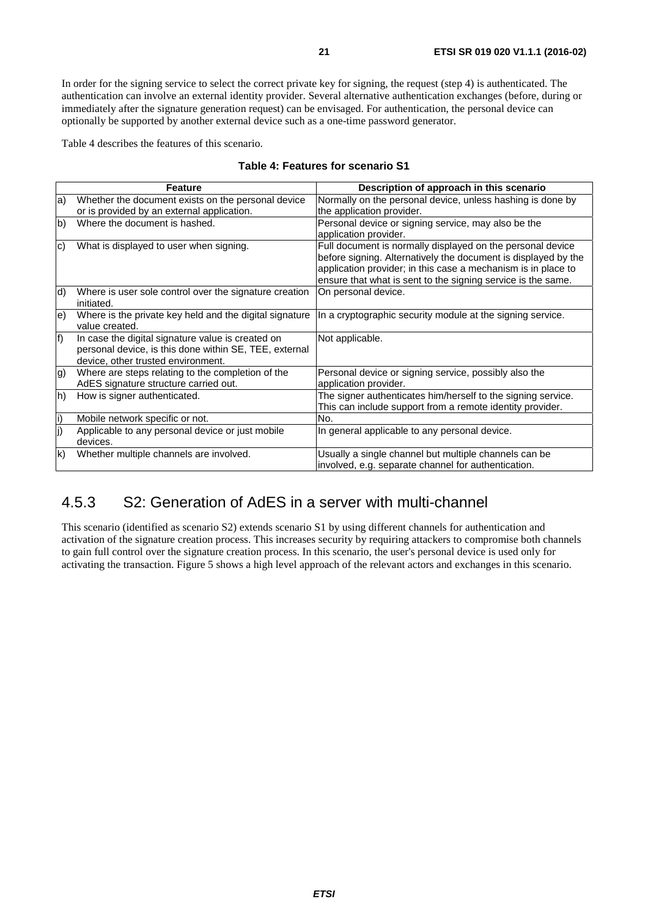In order for the signing service to select the correct private key for signing, the request (step 4) is authenticated. The authentication can involve an external identity provider. Several alternative authentication exchanges (before, during or immediately after the signature generation request) can be envisaged. For authentication, the personal device can optionally be supported by another external device such as a one-time password generator.

Table 4 describes the features of this scenario.

**Table 4: Features for scenario S1**

| | Feature | Description of approach in this scenario |
|---|---|---|
| a) | Whether the document exists on the personal device or is provided by an external application. | Normally on the personal device, unless hashing is done by the application provider. |
| b) | Where the document is hashed. | Personal device or signing service, may also be the application provider. |
| c) | What is displayed to user when signing. | Full document is normally displayed on the personal device before signing. Alternatively the document is displayed by the application provider; in this case a mechanism is in place to ensure that what is sent to the signing service is the same. |
| d) | Where is user sole control over the signature creation initiated. | On personal device. |
| e) | Where is the private key held and the digital signature value created. | In a cryptographic security module at the signing service. |
| f) | In case the digital signature value is created on personal device, is this done within SE, TEE, external device, other trusted environment. | Not applicable. |
| g) | Where are steps relating to the completion of the AdES signature structure carried out. | Personal device or signing service, possibly also the application provider. |
| h) | How is signer authenticated. | The signer authenticates him/herself to the signing service. This can include support from a remote identity provider. |
| i) | Mobile network specific or not. | No. |
| j) | Applicable to any personal device or just mobile devices. | In general applicable to any personal device. |
| k) | Whether multiple channels are involved. | Usually a single channel but multiple channels can be involved, e.g. separate channel for authentication. |

### 4.5.3 S2: Generation of AdES in a server with multi-channel

This scenario (identified as scenario S2) extends scenario S1 by using different channels for authentication and activation of the signature creation process. This increases security by requiring attackers to compromise both channels to gain full control over the signature creation process. In this scenario, the user's personal device is used only for activating the transaction. Figure 5 shows a high level approach of the relevant actors and exchanges in this scenario.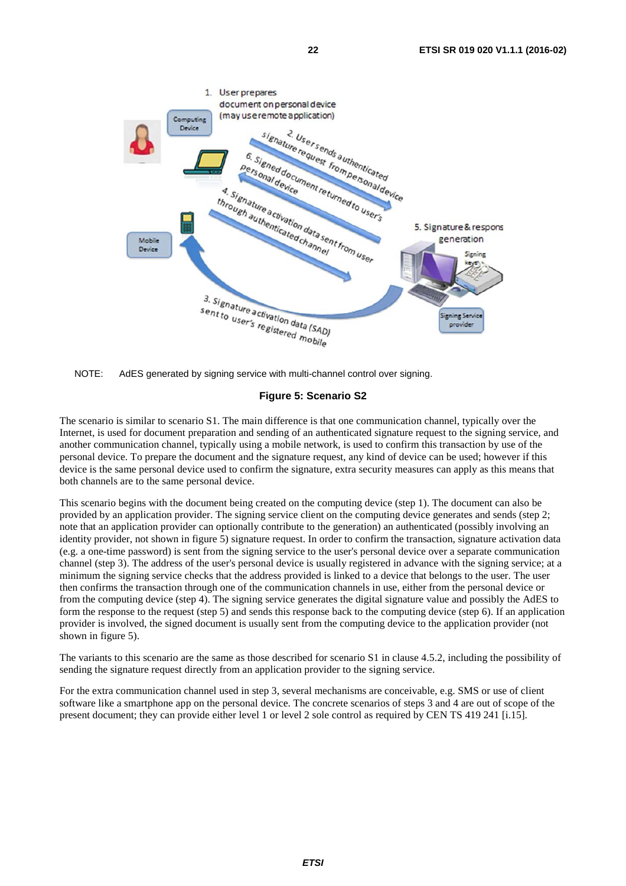NOTE: AdES generated by signing service with multi-channel control over signing.

**Figure 5: Scenario S2**

The scenario is similar to scenario S1. The main difference is that one communication channel, typically over the Internet, is used for document preparation and sending of an authenticated signature request to the signing service, and another communication channel, typically using a mobile network, is used to confirm this transaction by use of the personal device. To prepare the document and the signature request, any kind of device can be used; however if this device is the same personal device used to confirm the signature, extra security measures can apply as this means that both channels are to the same personal device.

This scenario begins with the document being created on the computing device (step 1). The document can also be provided by an application provider. The signing service client on the computing device generates and sends (step 2; note that an application provider can optionally contribute to the generation) an authenticated (possibly involving an identity provider, not shown in figure 5) signature request. In order to confirm the transaction, signature activation data (e.g. a one-time password) is sent from the signing service to the user's personal device over a separate communication channel (step 3). The address of the user's personal device is usually registered in advance with the signing service; at a minimum the signing service checks that the address provided is linked to a device that belongs to the user. The user then confirms the transaction through one of the communication channels in use, either from the personal device or from the computing device (step 4). The signing service generates the digital signature value and possibly the AdES to form the response to the request (step 5) and sends this response back to the computing device (step 6). If an application provider is involved, the signed document is usually sent from the computing device to the application provider (not shown in figure 5).

The variants to this scenario are the same as those described for scenario S1 in clause 4.5.2, including the possibility of sending the signature request directly from an application provider to the signing service.

For the extra communication channel used in step 3, several mechanisms are conceivable, e.g. SMS or use of client software like a smartphone app on the personal device. The concrete scenarios of steps 3 and 4 are out of scope of the present document; they can provide either level 1 or level 2 sole control as required by CEN TS 419 241 [i.15].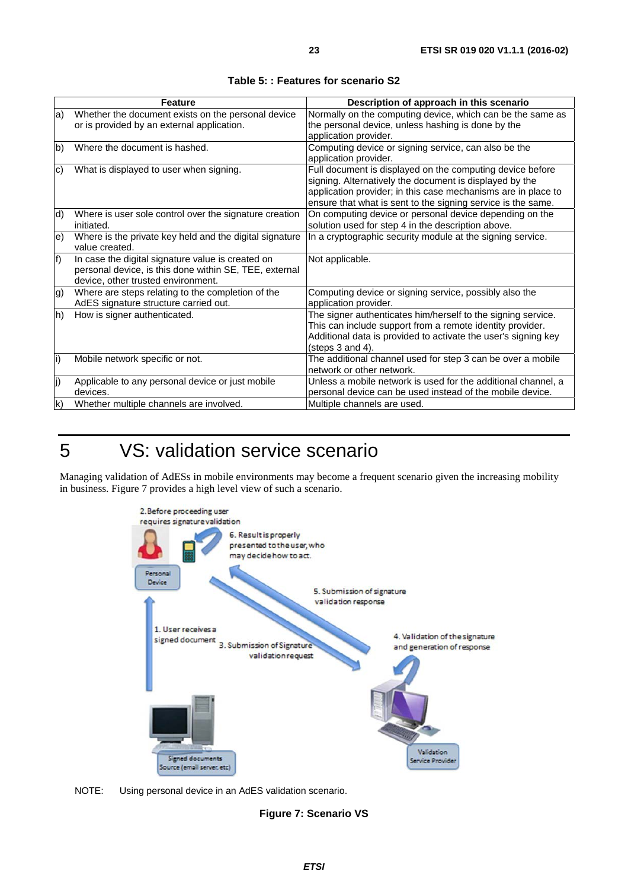**Table 5: : Features for scenario S2**

| Feature | Description of approach in this scenario |
|---|---|
| a) Whether the document exists on the personal device or is provided by an external application. | Normally on the computing device, which can be the same as the personal device, unless hashing is done by the application provider. |
| b) Where the document is hashed. | Computing device or signing service, can also be the application provider. |
| c) What is displayed to user when signing. | Full document is displayed on the computing device before signing. Alternatively the document is displayed by the application provider; in this case mechanisms are in place to ensure that what is sent to the signing service is the same. |
| d) Where is user sole control over the signature creation initiated. | On computing device or personal device depending on the solution used for step 4 in the description above. |
| e) Where is the private key held and the digital signature value created. | In a cryptographic security module at the signing service. |
| f) In case the digital signature value is created on personal device, is this done within SE, TEE, external device, other trusted environment. | Not applicable. |
| g) Where are steps relating to the completion of the AdES signature structure carried out. | Computing device or signing service, possibly also the application provider. |
| h) How is signer authenticated. | The signer authenticates him/herself to the signing service. This can include support from a remote identity provider. Additional data is provided to activate the user's signing key (steps 3 and 4). |
| i) Mobile network specific or not. | The additional channel used for step 3 can be over a mobile network or other network. |
| j) Applicable to any personal device or just mobile devices. | Unless a mobile network is used for the additional channel, a personal device can be used instead of the mobile device. |
| k) Whether multiple channels are involved. | Multiple channels are used. |

# 5 VS: validation service scenario

Managing validation of AdESs in mobile environments may become a frequent scenario given the increasing mobility in business. Figure 7 provides a high level view of such a scenario.

NOTE: Using personal device in an AdES validation scenario.

**Figure 7: Scenario VS**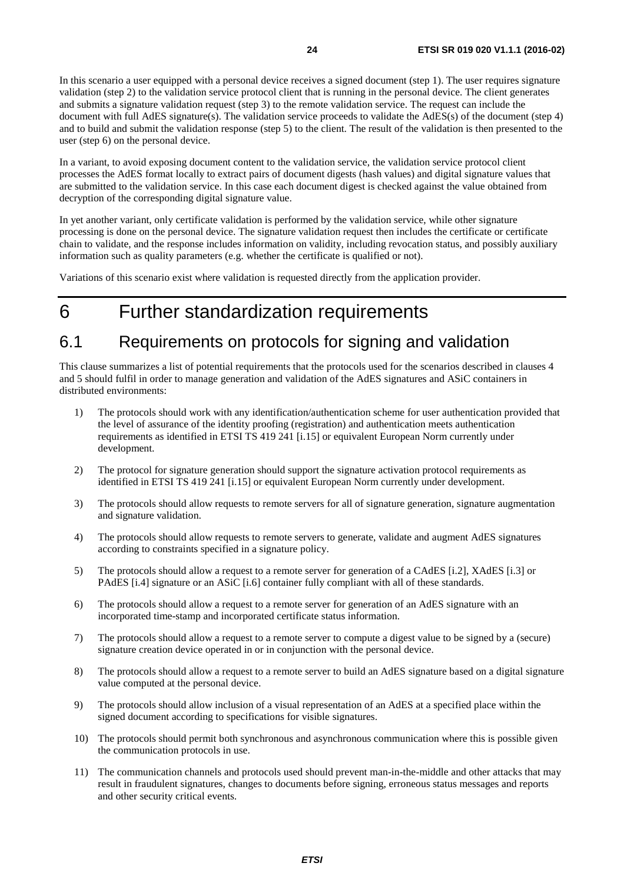In this scenario a user equipped with a personal device receives a signed document (step 1). The user requires signature validation (step 2) to the validation service protocol client that is running in the personal device. The client generates and submits a signature validation request (step 3) to the remote validation service. The request can include the document with full AdES signature(s). The validation service proceeds to validate the AdES(s) of the document (step 4) and to build and submit the validation response (step 5) to the client. The result of the validation is then presented to the user (step 6) on the personal device.

In a variant, to avoid exposing document content to the validation service, the validation service protocol client processes the AdES format locally to extract pairs of document digests (hash values) and digital signature values that are submitted to the validation service. In this case each document digest is checked against the value obtained from decryption of the corresponding digital signature value.

In yet another variant, only certificate validation is performed by the validation service, while other signature processing is done on the personal device. The signature validation request then includes the certificate or certificate chain to validate, and the response includes information on validity, including revocation status, and possibly auxiliary information such as quality parameters (e.g. whether the certificate is qualified or not).

Variations of this scenario exist where validation is requested directly from the application provider.

# 6 Further standardization requirements

## 6.1 Requirements on protocols for signing and validation

This clause summarizes a list of potential requirements that the protocols used for the scenarios described in clauses 4 and 5 should fulfil in order to manage generation and validation of the AdES signatures and ASiC containers in distributed environments:

1) The protocols should work with any identification/authentication scheme for user authentication provided that the level of assurance of the identity proofing (registration) and authentication meets authentication requirements as identified in ETSI TS 419 241 [i.15] or equivalent European Norm currently under development.

2) The protocol for signature generation should support the signature activation protocol requirements as identified in ETSI TS 419 241 [i.15] or equivalent European Norm currently under development.

3) The protocols should allow requests to remote servers for all of signature generation, signature augmentation and signature validation.

4) The protocols should allow requests to remote servers to generate, validate and augment AdES signatures according to constraints specified in a signature policy.

5) The protocols should allow a request to a remote server for generation of a CAdES [i.2], XAdES [i.3] or PAdES [i.4] signature or an ASiC [i.6] container fully compliant with all of these standards.

6) The protocols should allow a request to a remote server for generation of an AdES signature with an incorporated time-stamp and incorporated certificate status information.

7) The protocols should allow a request to a remote server to compute a digest value to be signed by a (secure) signature creation device operated in or in conjunction with the personal device.

8) The protocols should allow a request to a remote server to build an AdES signature based on a digital signature value computed at the personal device.

9) The protocols should allow inclusion of a visual representation of an AdES at a specified place within the signed document according to specifications for visible signatures.

10) The protocols should permit both synchronous and asynchronous communication where this is possible given the communication protocols in use.

11) The communication channels and protocols used should prevent man-in-the-middle and other attacks that may result in fraudulent signatures, changes to documents before signing, erroneous status messages and reports and other security critical events.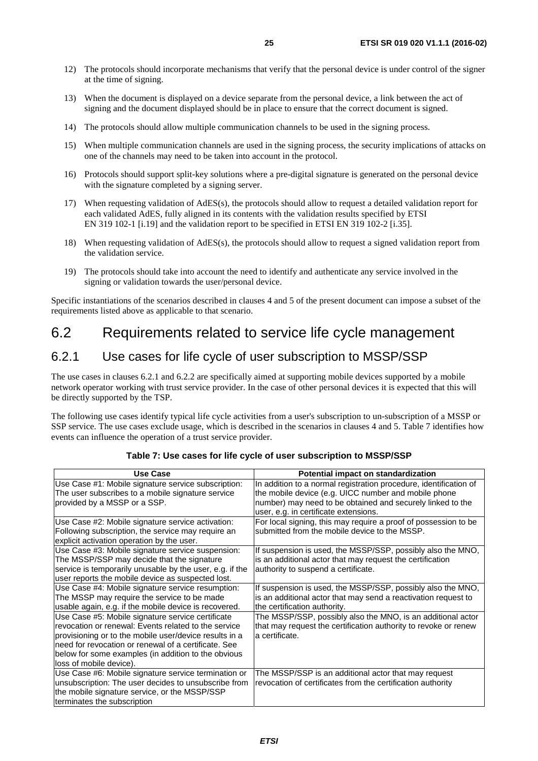12) The protocols should incorporate mechanisms that verify that the personal device is under control of the signer at the time of signing.

13) When the document is displayed on a device separate from the personal device, a link between the act of signing and the document displayed should be in place to ensure that the correct document is signed.

14) The protocols should allow multiple communication channels to be used in the signing process.

15) When multiple communication channels are used in the signing process, the security implications of attacks on one of the channels may need to be taken into account in the protocol.

16) Protocols should support split-key solutions where a pre-digital signature is generated on the personal device with the signature completed by a signing server.

17) When requesting validation of AdES(s), the protocols should allow to request a detailed validation report for each validated AdES, fully aligned in its contents with the validation results specified by ETSI EN 319 102-1 [i.19] and the validation report to be specified in ETSI EN 319 102-2 [i.35].

18) When requesting validation of AdES(s), the protocols should allow to request a signed validation report from the validation service.

19) The protocols should take into account the need to identify and authenticate any service involved in the signing or validation towards the user/personal device.

Specific instantiations of the scenarios described in clauses 4 and 5 of the present document can impose a subset of the requirements listed above as applicable to that scenario.

## 6.2 Requirements related to service life cycle management

### 6.2.1 Use cases for life cycle of user subscription to MSSP/SSP

The use cases in clauses 6.2.1 and 6.2.2 are specifically aimed at supporting mobile devices supported by a mobile network operator working with trust service provider. In the case of other personal devices it is expected that this will be directly supported by the TSP.

The following use cases identify typical life cycle activities from a user's subscription to un-subscription of a MSSP or SSP service. The use cases exclude usage, which is described in the scenarios in clauses 4 and 5. Table 7 identifies how events can influence the operation of a trust service provider.

**Table 7: Use cases for life cycle of user subscription to MSSP/SSP**

| Use Case | Potential impact on standardization |
|---|---|
| Use Case #1: Mobile signature service subscription: The user subscribes to a mobile signature service provided by a MSSP or a SSP. | In addition to a normal registration procedure, identification of the mobile device (e.g. UICC number and mobile phone number) may need to be obtained and securely linked to the user, e.g. in certificate extensions. |
| Use Case #2: Mobile signature service activation: Following subscription, the service may require an explicit activation operation by the user. | For local signing, this may require a proof of possession to be submitted from the mobile device to the MSSP. |
| Use Case #3: Mobile signature service suspension: The MSSP/SSP may decide that the signature service is temporarily unusable by the user, e.g. if the user reports the mobile device as suspected lost. | If suspension is used, the MSSP/SSP, possibly also the MNO, is an additional actor that may request the certification authority to suspend a certificate. |
| Use Case #4: Mobile signature service resumption: The MSSP may require the service to be made usable again, e.g. if the mobile device is recovered. | If suspension is used, the MSSP/SSP, possibly also the MNO, is an additional actor that may send a reactivation request to the certification authority. |
| Use Case #5: Mobile signature service certificate revocation or renewal: Events related to the service provisioning or to the mobile user/device results in a need for revocation or renewal of a certificate. See below for some examples (in addition to the obvious loss of mobile device). | The MSSP/SSP, possibly also the MNO, is an additional actor that may request the certification authority to revoke or renew a certificate. |
| Use Case #6: Mobile signature service termination or unsubscription: The user decides to unsubscribe from the mobile signature service, or the MSSP/SSP terminates the subscription | The MSSP/SSP is an additional actor that may request revocation of certificates from the certification authority |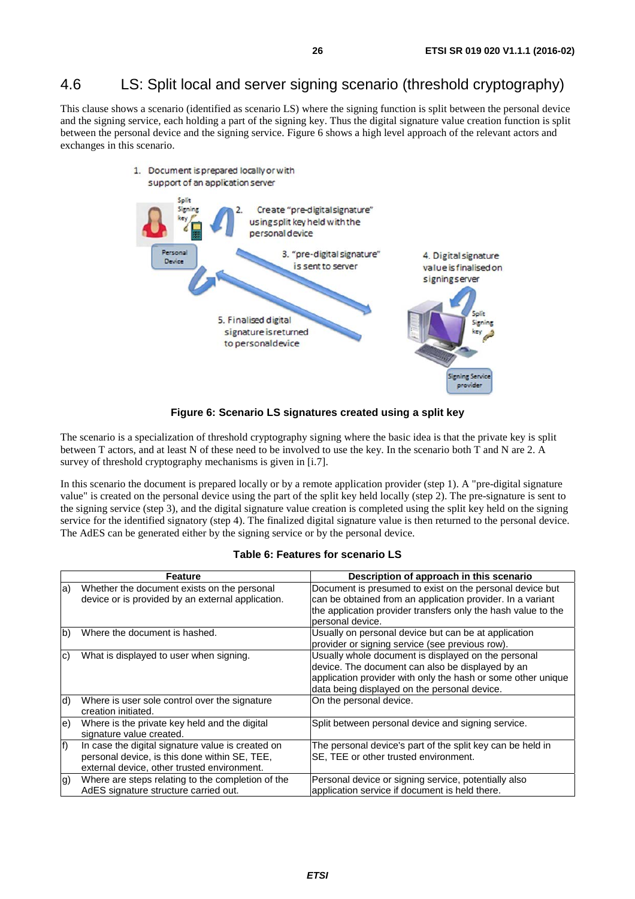## 4.6 LS: Split local and server signing scenario (threshold cryptography)

This clause shows a scenario (identified as scenario LS) where the signing function is split between the personal device and the signing service, each holding a part of the signing key. Thus the digital signature value creation function is split between the personal device and the signing service. Figure 6 shows a high level approach of the relevant actors and exchanges in this scenario.

**Figure 6: Scenario LS signatures created using a split key**

The scenario is a specialization of threshold cryptography signing where the basic idea is that the private key is split between T actors, and at least N of these need to be involved to use the key. In the scenario both T and N are 2. A survey of threshold cryptography mechanisms is given in [i.7].

In this scenario the document is prepared locally or by a remote application provider (step 1). A "pre-digital signature value" is created on the personal device using the part of the split key held locally (step 2). The pre-signature is sent to the signing service (step 3), and the digital signature value creation is completed using the split key held on the signing service for the identified signatory (step 4). The finalized digital signature value is then returned to the personal device. The AdES can be generated either by the signing service or by the personal device.

**Table 6: Features for scenario LS**

| | Feature | Description of approach in this scenario |
|---|---|---|
| a) | Whether the document exists on the personal device or is provided by an external application. | Document is presumed to exist on the personal device but can be obtained from an application provider. In a variant the application provider transfers only the hash value to the personal device. |
| b) | Where the document is hashed. | Usually on personal device but can be at application provider or signing service (see previous row). |
| c) | What is displayed to user when signing. | Usually whole document is displayed on the personal device. The document can also be displayed by an application provider with only the hash or some other unique data being displayed on the personal device. |
| d) | Where is user sole control over the signature creation initiated. | On the personal device. |
| e) | Where is the private key held and the digital signature value created. | Split between personal device and signing service. |
| f) | In case the digital signature value is created on personal device, is this done within SE, TEE, external device, other trusted environment. | The personal device's part of the split key can be held in SE, TEE or other trusted environment. |
| g) | Where are steps relating to the completion of the AdES signature structure carried out. | Personal device or signing service, potentially also application service if document is held there. |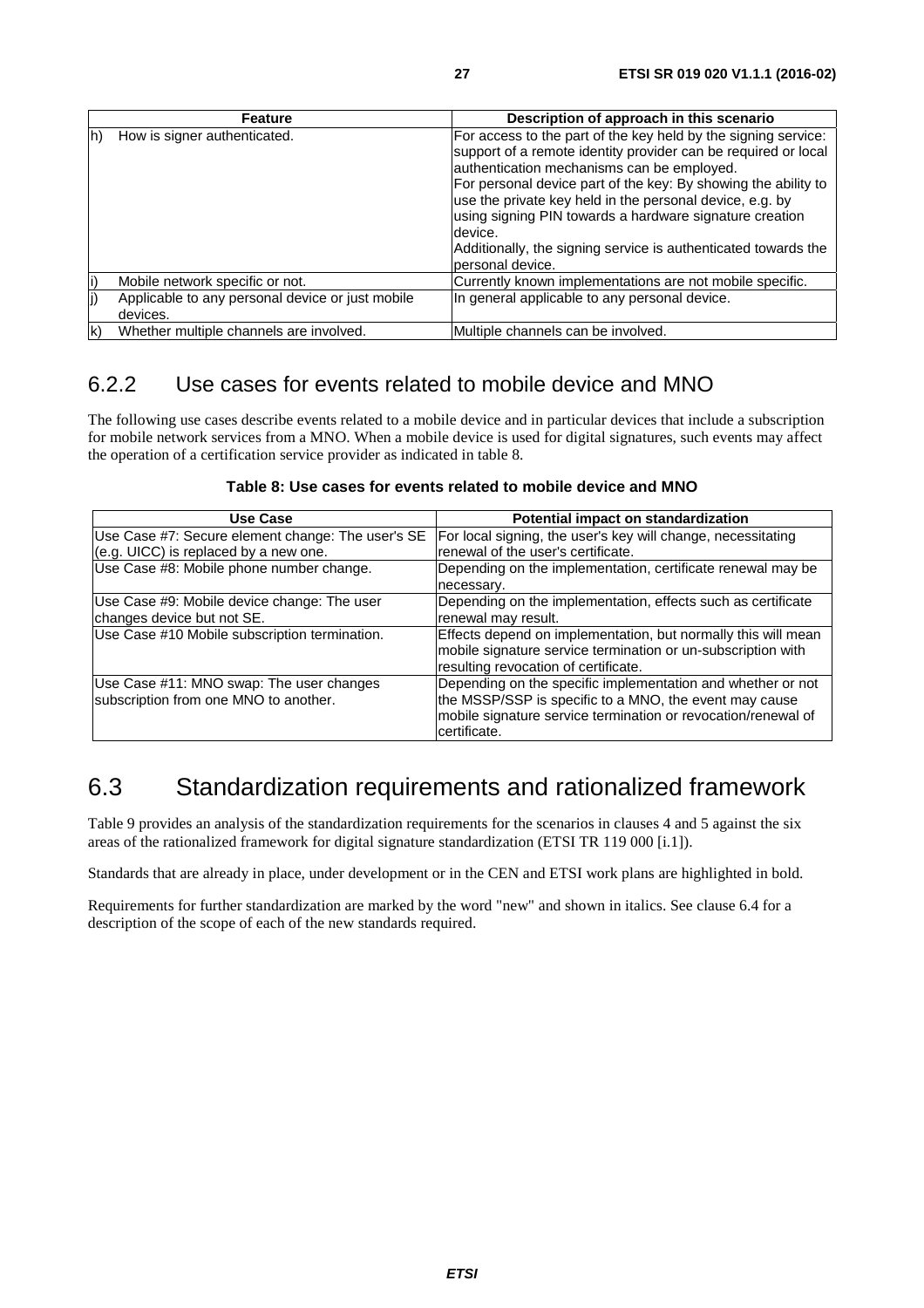| Feature | Description of approach in this scenario |
| --- | --- |
| h) How is signer authenticated. | For access to the part of the key held by the signing service: support of a remote identity provider can be required or local authentication mechanisms can be employed.<br>For personal device part of the key: By showing the ability to use the private key held in the personal device, e.g. by using signing PIN towards a hardware signature creation device.<br>Additionally, the signing service is authenticated towards the personal device. |
| i) Mobile network specific or not. | Currently known implementations are not mobile specific. |
| j) Applicable to any personal device or just mobile devices. | In general applicable to any personal device. |
| k) Whether multiple channels are involved. | Multiple channels can be involved. |

### 6.2.2 Use cases for events related to mobile device and MNO

The following use cases describe events related to a mobile device and in particular devices that include a subscription for mobile network services from a MNO. When a mobile device is used for digital signatures, such events may affect the operation of a certification service provider as indicated in table 8.

**Table 8: Use cases for events related to mobile device and MNO**

| Use Case | Potential impact on standardization |
| --- | --- |
| Use Case #7: Secure element change: The user's SE (e.g. UICC) is replaced by a new one. | For local signing, the user's key will change, necessitating renewal of the user's certificate. |
| Use Case #8: Mobile phone number change. | Depending on the implementation, certificate renewal may be necessary. |
| Use Case #9: Mobile device change: The user changes device but not SE. | Depending on the implementation, effects such as certificate renewal may result. |
| Use Case #10 Mobile subscription termination. | Effects depend on implementation, but normally this will mean mobile signature service termination or un-subscription with resulting revocation of certificate. |
| Use Case #11: MNO swap: The user changes subscription from one MNO to another. | Depending on the specific implementation and whether or not the MSSP/SSP is specific to a MNO, the event may cause mobile signature service termination or revocation/renewal of certificate. |

## 6.3 Standardization requirements and rationalized framework

Table 9 provides an analysis of the standardization requirements for the scenarios in clauses 4 and 5 against the six areas of the rationalized framework for digital signature standardization (ETSI TR 119 000 [i.1]).

Standards that are already in place, under development or in the CEN and ETSI work plans are highlighted in bold.

Requirements for further standardization are marked by the word "new" and shown in italics. See clause 6.4 for a description of the scope of each of the new standards required.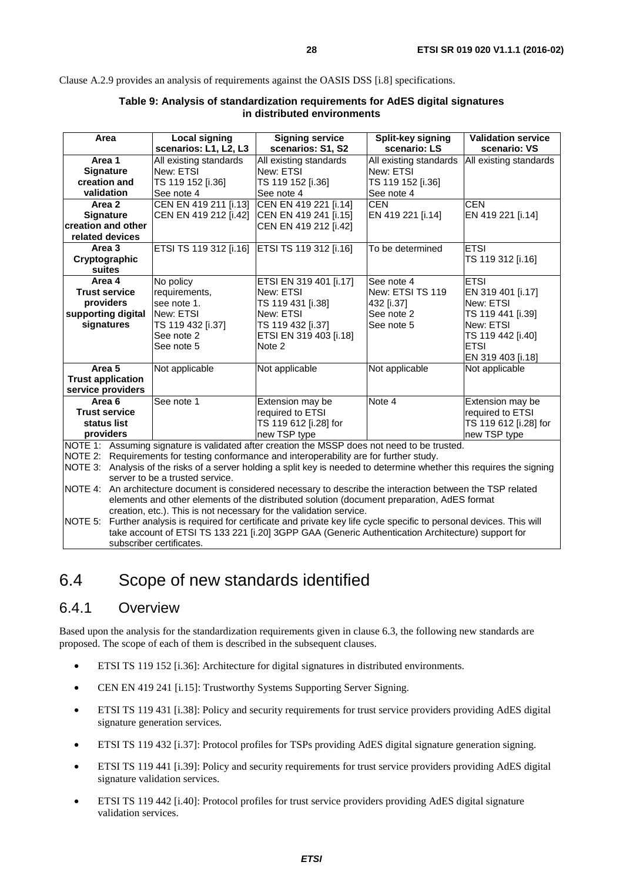Clause A.2.9 provides an analysis of requirements against the OASIS DSS [i.8] specifications.

**Table 9: Analysis of standardization requirements for AdES digital signatures in distributed environments**

| Area | Local signing scenarios: L1, L2, L3 | Signing service scenarios: S1, S2 | Split-key signing scenario: LS | Validation service scenario: VS |
|---|---|---|---|---|
| **Area 1 Signature creation and validation** | All existing standards<br>New: ETSI TS 119 152 [i.36]<br>See note 4 | All existing standards<br>New: ETSI TS 119 152 [i.36]<br>See note 4 | All existing standards<br>New: ETSI TS 119 152 [i.36]<br>See note 4 | All existing standards |
| **Area 2 Signature creation and other related devices** | CEN EN 419 211 [i.13]<br>CEN EN 419 212 [i.42] | CEN EN 419 221 [i.14]<br>CEN EN 419 241 [i.15]<br>CEN EN 419 212 [i.42] | CEN EN 419 221 [i.14] | CEN EN 419 221 [i.14] |
| **Area 3 Cryptographic suites** | ETSI TS 119 312 [i.16] | ETSI TS 119 312 [i.16] | To be determined | ETSI TS 119 312 [i.16] |
| **Area 4 Trust service providers supporting digital signatures** | No policy requirements, see note 1.<br>New: ETSI TS 119 432 [i.37]<br>See note 2<br>See note 5 | ETSI EN 319 401 [i.17]<br>New: ETSI TS 119 431 [i.38]<br>New: ETSI TS 119 432 [i.37]<br>ETSI EN 319 403 [i.18]<br>Note 2 | See note 4<br>New: ETSI TS 119 432 [i.37]<br>See note 2<br>See note 5 | ETSI EN 319 401 [i.17]<br>New: ETSI TS 119 441 [i.39]<br>New: ETSI TS 119 442 [i.40]<br>ETSI EN 319 403 [i.18] |
| **Area 5 Trust application service providers** | Not applicable | Not applicable | Not applicable | Not applicable |
| **Area 6 Trust service status list providers** | See note 1 | Extension may be required to ETSI TS 119 612 [i.28] for new TSP type | Note 4 | Extension may be required to ETSI TS 119 612 [i.28] for new TSP type |

NOTE 1: Assuming signature is validated after creation the MSSP does not need to be trusted.

NOTE 2: Requirements for testing conformance and interoperability are for further study.

NOTE 3: Analysis of the risks of a server holding a split key is needed to determine whether this requires the signing server to be a trusted service.

NOTE 4: An architecture document is considered necessary to describe the interaction between the TSP related elements and other elements of the distributed solution (document preparation, AdES format creation, etc.). This is not necessary for the validation service.

NOTE 5: Further analysis is required for certificate and private key life cycle specific to personal devices. This will take account of ETSI TS 133 221 [i.20] 3GPP GAA (Generic Authentication Architecture) support for subscriber certificates.

## 6.4 Scope of new standards identified

### 6.4.1 Overview

Based upon the analysis for the standardization requirements given in clause 6.3, the following new standards are proposed. The scope of each of them is described in the subsequent clauses.

- ETSI TS 119 152 [i.36]: Architecture for digital signatures in distributed environments.
- CEN EN 419 241 [i.15]: Trustworthy Systems Supporting Server Signing.
- ETSI TS 119 431 [i.38]: Policy and security requirements for trust service providers providing AdES digital signature generation services.
- ETSI TS 119 432 [i.37]: Protocol profiles for TSPs providing AdES digital signature generation signing.
- ETSI TS 119 441 [i.39]: Policy and security requirements for trust service providers providing AdES digital signature validation services.
- ETSI TS 119 442 [i.40]: Protocol profiles for trust service providers providing AdES digital signature validation services.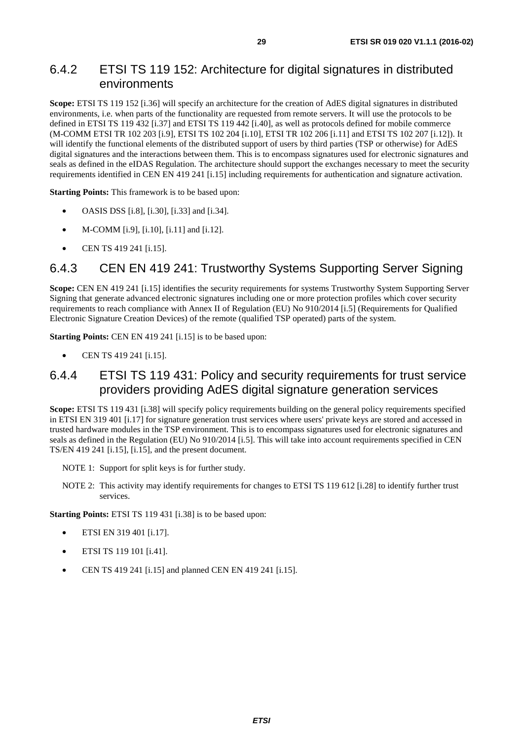### 6.4.2 ETSI TS 119 152: Architecture for digital signatures in distributed environments

**Scope:** ETSI TS 119 152 [i.36] will specify an architecture for the creation of AdES digital signatures in distributed environments, i.e. when parts of the functionality are requested from remote servers. It will use the protocols to be defined in ETSI TS 119 432 [i.37] and ETSI TS 119 442 [i.40], as well as protocols defined for mobile commerce (M-COMM ETSI TR 102 203 [i.9], ETSI TS 102 204 [i.10], ETSI TR 102 206 [i.11] and ETSI TS 102 207 [i.12]). It will identify the functional elements of the distributed support of users by third parties (TSP or otherwise) for AdES digital signatures and the interactions between them. This is to encompass signatures used for electronic signatures and seals as defined in the eIDAS Regulation. The architecture should support the exchanges necessary to meet the security requirements identified in CEN EN 419 241 [i.15] including requirements for authentication and signature activation.

**Starting Points:** This framework is to be based upon:

- OASIS DSS [i.8], [i.30], [i.33] and [i.34].
- M-COMM [i.9], [i.10], [i.11] and [i.12].
- CEN TS 419 241 [i.15].

### 6.4.3 CEN EN 419 241: Trustworthy Systems Supporting Server Signing

**Scope:** CEN EN 419 241 [i.15] identifies the security requirements for systems Trustworthy System Supporting Server Signing that generate advanced electronic signatures including one or more protection profiles which cover security requirements to reach compliance with Annex II of Regulation (EU) No 910/2014 [i.5] (Requirements for Qualified Electronic Signature Creation Devices) of the remote (qualified TSP operated) parts of the system.

**Starting Points:** CEN EN 419 241 [i.15] is to be based upon:

- CEN TS 419 241 [i.15].

### 6.4.4 ETSI TS 119 431: Policy and security requirements for trust service providers providing AdES digital signature generation services

**Scope:** ETSI TS 119 431 [i.38] will specify policy requirements building on the general policy requirements specified in ETSI EN 319 401 [i.17] for signature generation trust services where users' private keys are stored and accessed in trusted hardware modules in the TSP environment. This is to encompass signatures used for electronic signatures and seals as defined in the Regulation (EU) No 910/2014 [i.5]. This will take into account requirements specified in CEN TS/EN 419 241 [i.15], [i.15], and the present document.

NOTE 1: Support for split keys is for further study.

NOTE 2: This activity may identify requirements for changes to ETSI TS 119 612 [i.28] to identify further trust services.

**Starting Points:** ETSI TS 119 431 [i.38] is to be based upon:

- ETSI EN 319 401 [i.17].
- ETSI TS 119 101 [i.41].
- CEN TS 419 241 [i.15] and planned CEN EN 419 241 [i.15].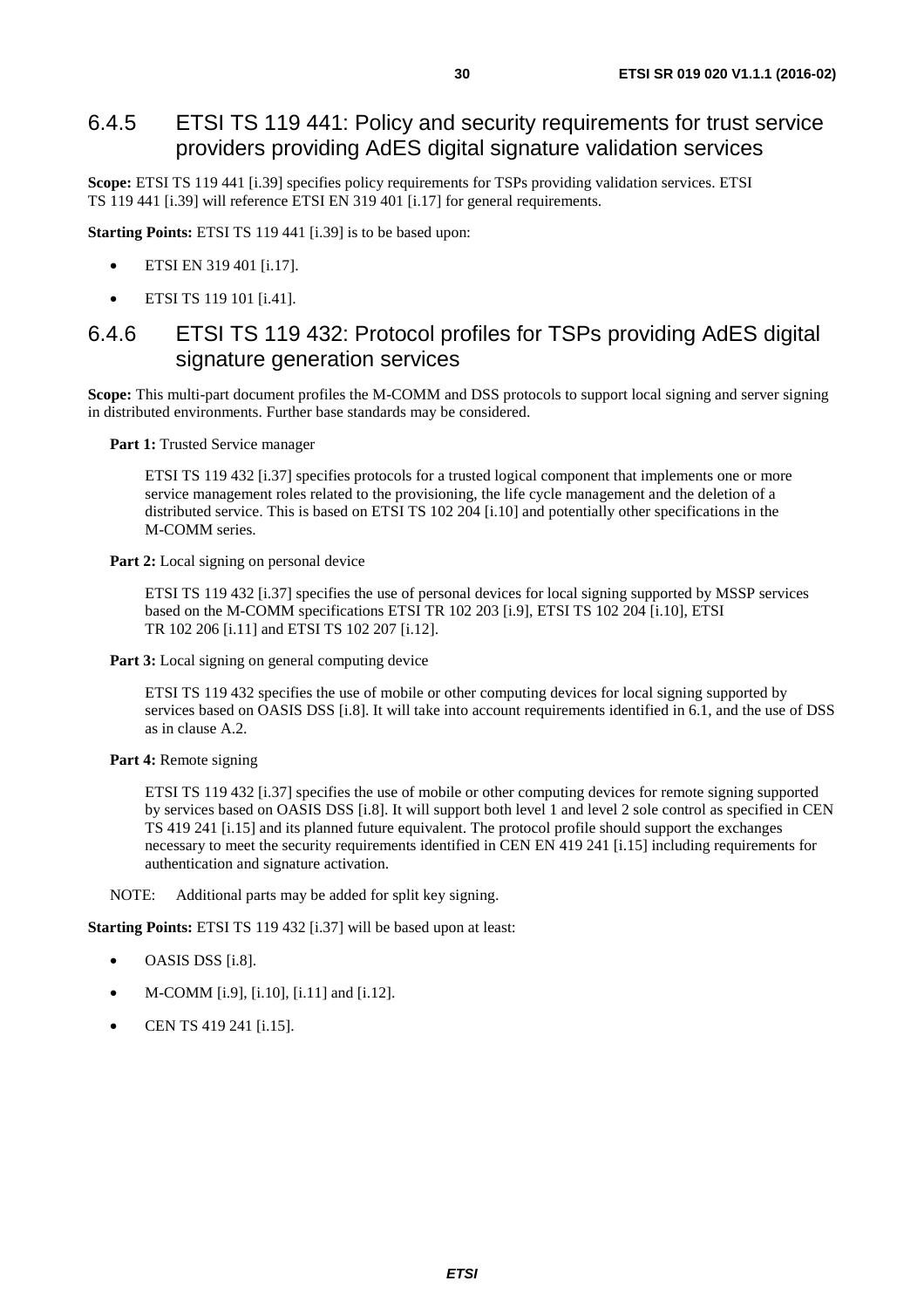### 6.4.5 ETSI TS 119 441: Policy and security requirements for trust service providers providing AdES digital signature validation services

**Scope:** ETSI TS 119 441 [i.39] specifies policy requirements for TSPs providing validation services. ETSI TS 119 441 [i.39] will reference ETSI EN 319 401 [i.17] for general requirements.

**Starting Points:** ETSI TS 119 441 [i.39] is to be based upon:

- ETSI EN 319 401 [i.17].
- ETSI TS 119 101 [i.41].

### 6.4.6 ETSI TS 119 432: Protocol profiles for TSPs providing AdES digital signature generation services

**Scope:** This multi-part document profiles the M-COMM and DSS protocols to support local signing and server signing in distributed environments. Further base standards may be considered.

**Part 1:** Trusted Service manager

> ETSI TS 119 432 [i.37] specifies protocols for a trusted logical component that implements one or more service management roles related to the provisioning, the life cycle management and the deletion of a distributed service. This is based on ETSI TS 102 204 [i.10] and potentially other specifications in the M-COMM series.

**Part 2:** Local signing on personal device

> ETSI TS 119 432 [i.37] specifies the use of personal devices for local signing supported by MSSP services based on the M-COMM specifications ETSI TR 102 203 [i.9], ETSI TS 102 204 [i.10], ETSI TR 102 206 [i.11] and ETSI TS 102 207 [i.12].

**Part 3:** Local signing on general computing device

> ETSI TS 119 432 specifies the use of mobile or other computing devices for local signing supported by services based on OASIS DSS [i.8]. It will take into account requirements identified in 6.1, and the use of DSS as in clause A.2.

**Part 4:** Remote signing

> ETSI TS 119 432 [i.37] specifies the use of mobile or other computing devices for remote signing supported by services based on OASIS DSS [i.8]. It will support both level 1 and level 2 sole control as specified in CEN TS 419 241 [i.15] and its planned future equivalent. The protocol profile should support the exchanges necessary to meet the security requirements identified in CEN EN 419 241 [i.15] including requirements for authentication and signature activation.

NOTE: Additional parts may be added for split key signing.

**Starting Points:** ETSI TS 119 432 [i.37] will be based upon at least:

- OASIS DSS [i.8].
- M-COMM [i.9], [i.10], [i.11] and [i.12].
- CEN TS 419 241 [i.15].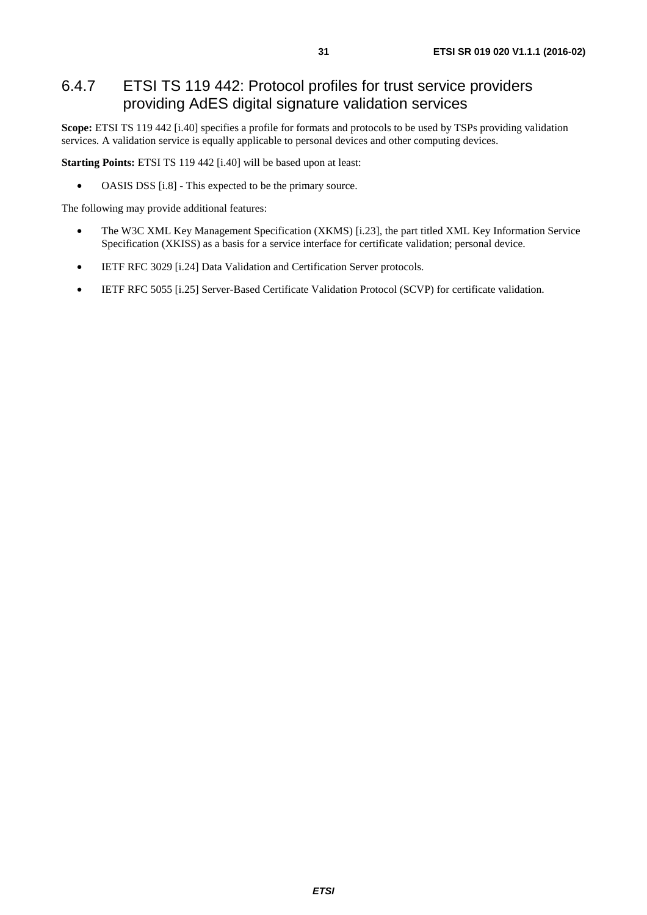### 6.4.7 ETSI TS 119 442: Protocol profiles for trust service providers providing AdES digital signature validation services

**Scope:** ETSI TS 119 442 [i.40] specifies a profile for formats and protocols to be used by TSPs providing validation services. A validation service is equally applicable to personal devices and other computing devices.

**Starting Points:** ETSI TS 119 442 [i.40] will be based upon at least:

- OASIS DSS [i.8] - This expected to be the primary source.

The following may provide additional features:

- The W3C XML Key Management Specification (XKMS) [i.23], the part titled XML Key Information Service Specification (XKISS) as a basis for a service interface for certificate validation; personal device.
- IETF RFC 3029 [i.24] Data Validation and Certification Server protocols.
- IETF RFC 5055 [i.25] Server-Based Certificate Validation Protocol (SCVP) for certificate validation.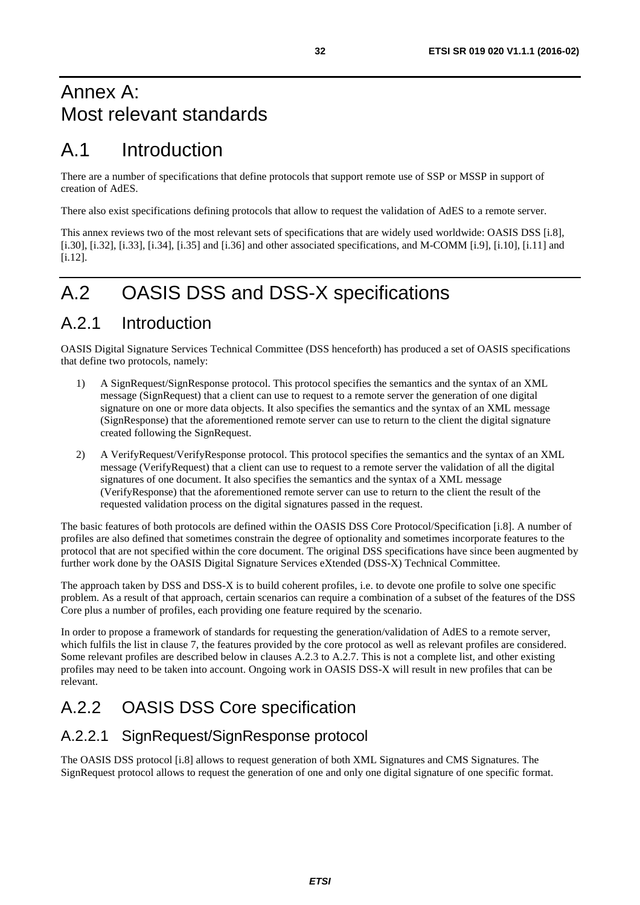# Annex A: Most relevant standards

# A.1 Introduction

There are a number of specifications that define protocols that support remote use of SSP or MSSP in support of creation of AdES.

There also exist specifications defining protocols that allow to request the validation of AdES to a remote server.

This annex reviews two of the most relevant sets of specifications that are widely used worldwide: OASIS DSS [i.8], [i.30], [i.32], [i.33], [i.34], [i.35] and [i.36] and other associated specifications, and M-COMM [i.9], [i.10], [i.11] and [i.12].

# A.2 OASIS DSS and DSS-X specifications

## A.2.1 Introduction

OASIS Digital Signature Services Technical Committee (DSS henceforth) has produced a set of OASIS specifications that define two protocols, namely:

1) A SignRequest/SignResponse protocol. This protocol specifies the semantics and the syntax of an XML message (SignRequest) that a client can use to request to a remote server the generation of one digital signature on one or more data objects. It also specifies the semantics and the syntax of an XML message (SignResponse) that the aforementioned remote server can use to return to the client the digital signature created following the SignRequest.

2) A VerifyRequest/VerifyResponse protocol. This protocol specifies the semantics and the syntax of an XML message (VerifyRequest) that a client can use to request to a remote server the validation of all the digital signatures of one document. It also specifies the semantics and the syntax of a XML message (VerifyResponse) that the aforementioned remote server can use to return to the client the result of the requested validation process on the digital signatures passed in the request.

The basic features of both protocols are defined within the OASIS DSS Core Protocol/Specification [i.8]. A number of profiles are also defined that sometimes constrain the degree of optionality and sometimes incorporate features to the protocol that are not specified within the core document. The original DSS specifications have since been augmented by further work done by the OASIS Digital Signature Services eXtended (DSS-X) Technical Committee.

The approach taken by DSS and DSS-X is to build coherent profiles, i.e. to devote one profile to solve one specific problem. As a result of that approach, certain scenarios can require a combination of a subset of the features of the DSS Core plus a number of profiles, each providing one feature required by the scenario.

In order to propose a framework of standards for requesting the generation/validation of AdES to a remote server, which fulfils the list in clause 7, the features provided by the core protocol as well as relevant profiles are considered. Some relevant profiles are described below in clauses A.2.3 to A.2.7. This is not a complete list, and other existing profiles may need to be taken into account. Ongoing work in OASIS DSS-X will result in new profiles that can be relevant.

## A.2.2 OASIS DSS Core specification

### A.2.2.1 SignRequest/SignResponse protocol

The OASIS DSS protocol [i.8] allows to request generation of both XML Signatures and CMS Signatures. The SignRequest protocol allows to request the generation of one and only one digital signature of one specific format.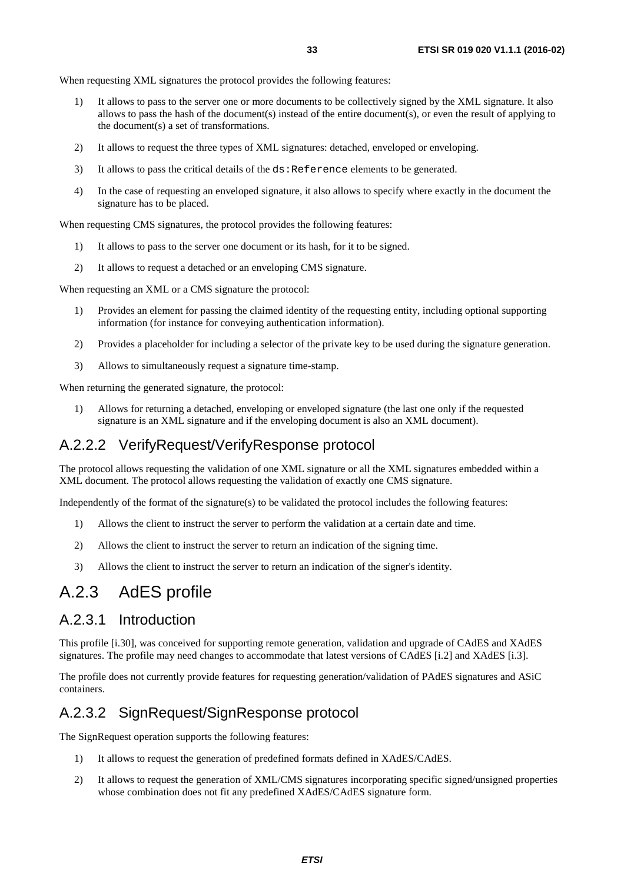When requesting XML signatures the protocol provides the following features:

1) It allows to pass to the server one or more documents to be collectively signed by the XML signature. It also allows to pass the hash of the document(s) instead of the entire document(s), or even the result of applying to the document(s) a set of transformations.

2) It allows to request the three types of XML signatures: detached, enveloped or enveloping.

3) It allows to pass the critical details of the `ds:Reference` elements to be generated.

4) In the case of requesting an enveloped signature, it also allows to specify where exactly in the document the signature has to be placed.

When requesting CMS signatures, the protocol provides the following features:

1) It allows to pass to the server one document or its hash, for it to be signed.

2) It allows to request a detached or an enveloping CMS signature.

When requesting an XML or a CMS signature the protocol:

1) Provides an element for passing the claimed identity of the requesting entity, including optional supporting information (for instance for conveying authentication information).

2) Provides a placeholder for including a selector of the private key to be used during the signature generation.

3) Allows to simultaneously request a signature time-stamp.

When returning the generated signature, the protocol:

1) Allows for returning a detached, enveloping or enveloped signature (the last one only if the requested signature is an XML signature and if the enveloping document is also an XML document).

### A.2.2.2 VerifyRequest/VerifyResponse protocol

The protocol allows requesting the validation of one XML signature or all the XML signatures embedded within a XML document. The protocol allows requesting the validation of exactly one CMS signature.

Independently of the format of the signature(s) to be validated the protocol includes the following features:

1) Allows the client to instruct the server to perform the validation at a certain date and time.

2) Allows the client to instruct the server to return an indication of the signing time.

3) Allows the client to instruct the server to return an indication of the signer's identity.

## A.2.3 AdES profile

### A.2.3.1 Introduction

This profile [i.30], was conceived for supporting remote generation, validation and upgrade of CAdES and XAdES signatures. The profile may need changes to accommodate that latest versions of CAdES [i.2] and XAdES [i.3].

The profile does not currently provide features for requesting generation/validation of PAdES signatures and ASiC containers.

### A.2.3.2 SignRequest/SignResponse protocol

The SignRequest operation supports the following features:

1) It allows to request the generation of predefined formats defined in XAdES/CAdES.

2) It allows to request the generation of XML/CMS signatures incorporating specific signed/unsigned properties whose combination does not fit any predefined XAdES/CAdES signature form.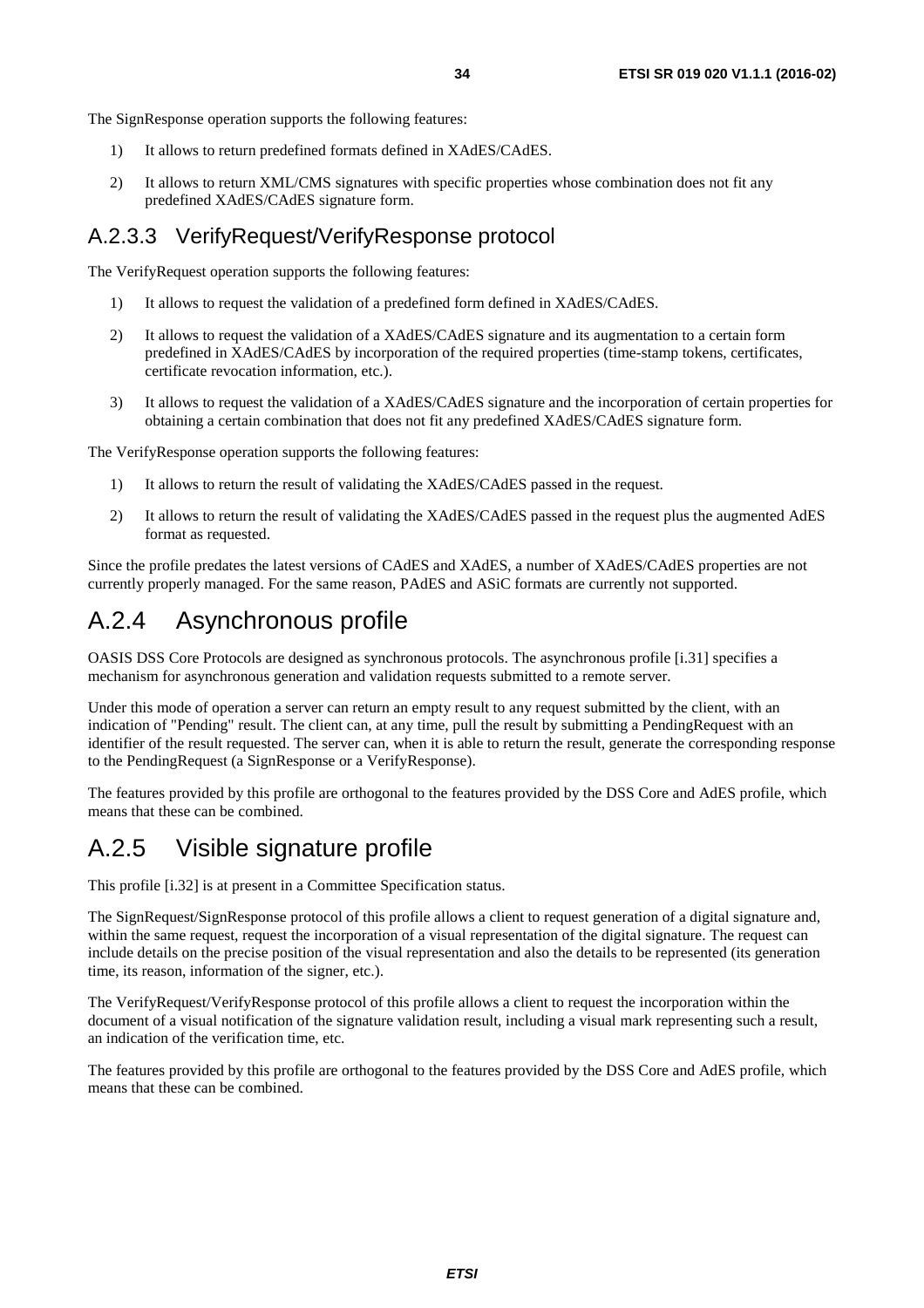The SignResponse operation supports the following features:

1) It allows to return predefined formats defined in XAdES/CAdES.

2) It allows to return XML/CMS signatures with specific properties whose combination does not fit any predefined XAdES/CAdES signature form.

### A.2.3.3 VerifyRequest/VerifyResponse protocol

The VerifyRequest operation supports the following features:

1) It allows to request the validation of a predefined form defined in XAdES/CAdES.

2) It allows to request the validation of a XAdES/CAdES signature and its augmentation to a certain form predefined in XAdES/CAdES by incorporation of the required properties (time-stamp tokens, certificates, certificate revocation information, etc.).

3) It allows to request the validation of a XAdES/CAdES signature and the incorporation of certain properties for obtaining a certain combination that does not fit any predefined XAdES/CAdES signature form.

The VerifyResponse operation supports the following features:

1) It allows to return the result of validating the XAdES/CAdES passed in the request.

2) It allows to return the result of validating the XAdES/CAdES passed in the request plus the augmented AdES format as requested.

Since the profile predates the latest versions of CAdES and XAdES, a number of XAdES/CAdES properties are not currently properly managed. For the same reason, PAdES and ASiC formats are currently not supported.

## A.2.4 Asynchronous profile

OASIS DSS Core Protocols are designed as synchronous protocols. The asynchronous profile [i.31] specifies a mechanism for asynchronous generation and validation requests submitted to a remote server.

Under this mode of operation a server can return an empty result to any request submitted by the client, with an indication of "Pending" result. The client can, at any time, pull the result by submitting a PendingRequest with an identifier of the result requested. The server can, when it is able to return the result, generate the corresponding response to the PendingRequest (a SignResponse or a VerifyResponse).

The features provided by this profile are orthogonal to the features provided by the DSS Core and AdES profile, which means that these can be combined.

## A.2.5 Visible signature profile

This profile [i.32] is at present in a Committee Specification status.

The SignRequest/SignResponse protocol of this profile allows a client to request generation of a digital signature and, within the same request, request the incorporation of a visual representation of the digital signature. The request can include details on the precise position of the visual representation and also the details to be represented (its generation time, its reason, information of the signer, etc.).

The VerifyRequest/VerifyResponse protocol of this profile allows a client to request the incorporation within the document of a visual notification of the signature validation result, including a visual mark representing such a result, an indication of the verification time, etc.

The features provided by this profile are orthogonal to the features provided by the DSS Core and AdES profile, which means that these can be combined.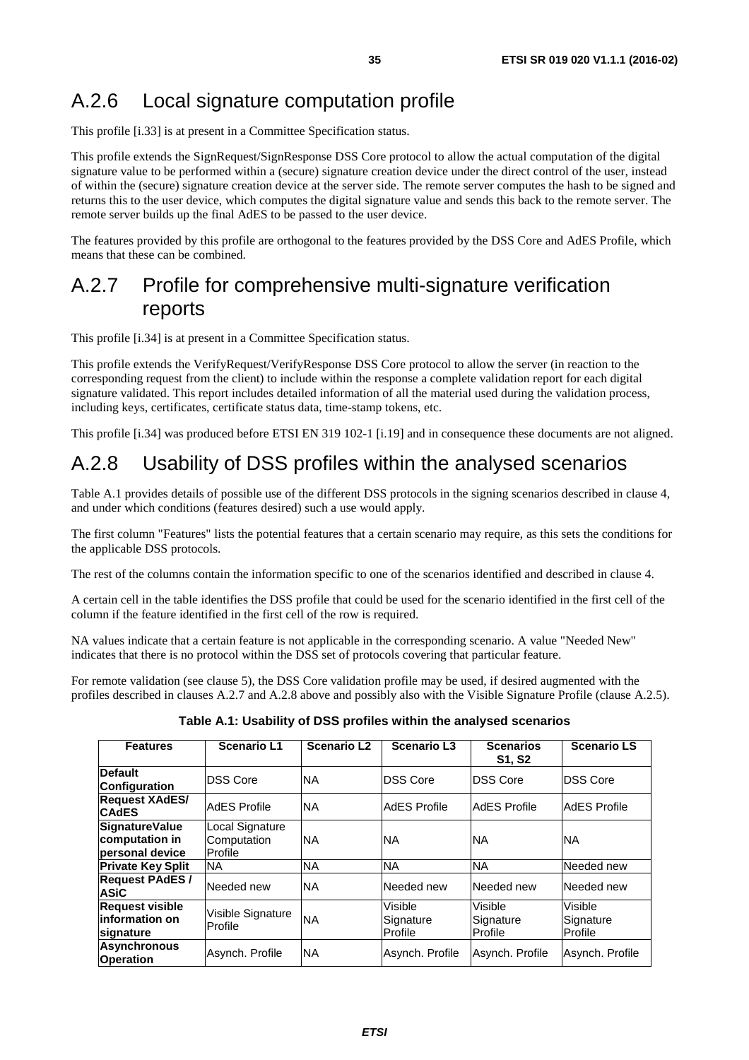## A.2.6 Local signature computation profile

This profile [i.33] is at present in a Committee Specification status.

This profile extends the SignRequest/SignResponse DSS Core protocol to allow the actual computation of the digital signature value to be performed within a (secure) signature creation device under the direct control of the user, instead of within the (secure) signature creation device at the server side. The remote server computes the hash to be signed and returns this to the user device, which computes the digital signature value and sends this back to the remote server. The remote server builds up the final AdES to be passed to the user device.

The features provided by this profile are orthogonal to the features provided by the DSS Core and AdES Profile, which means that these can be combined.

## A.2.7 Profile for comprehensive multi-signature verification reports

This profile [i.34] is at present in a Committee Specification status.

This profile extends the VerifyRequest/VerifyResponse DSS Core protocol to allow the server (in reaction to the corresponding request from the client) to include within the response a complete validation report for each digital signature validated. This report includes detailed information of all the material used during the validation process, including keys, certificates, certificate status data, time-stamp tokens, etc.

This profile [i.34] was produced before ETSI EN 319 102-1 [i.19] and in consequence these documents are not aligned.

## A.2.8 Usability of DSS profiles within the analysed scenarios

Table A.1 provides details of possible use of the different DSS protocols in the signing scenarios described in clause 4, and under which conditions (features desired) such a use would apply.

The first column "Features" lists the potential features that a certain scenario may require, as this sets the conditions for the applicable DSS protocols.

The rest of the columns contain the information specific to one of the scenarios identified and described in clause 4.

A certain cell in the table identifies the DSS profile that could be used for the scenario identified in the first cell of the column if the feature identified in the first cell of the row is required.

NA values indicate that a certain feature is not applicable in the corresponding scenario. A value "Needed New" indicates that there is no protocol within the DSS set of protocols covering that particular feature.

For remote validation (see clause 5), the DSS Core validation profile may be used, if desired augmented with the profiles described in clauses A.2.7 and A.2.8 above and possibly also with the Visible Signature Profile (clause A.2.5).

**Table A.1: Usability of DSS profiles within the analysed scenarios**

| Features | Scenario L1 | Scenario L2 | Scenario L3 | Scenarios S1, S2 | Scenario LS |
|---|---|---|---|---|---|
| **Default Configuration** | DSS Core | NA | DSS Core | DSS Core | DSS Core |
| **Request XAdES/ CAdES** | AdES Profile | NA | AdES Profile | AdES Profile | AdES Profile |
| **SignatureValue computation in personal device** | Local Signature Computation Profile | NA | NA | NA | NA |
| **Private Key Split** | NA | NA | NA | NA | Needed new |
| **Request PAdES / ASiC** | Needed new | NA | Needed new | Needed new | Needed new |
| **Request visible information on signature** | Visible Signature Profile | NA | Visible Signature Profile | Visible Signature Profile | Visible Signature Profile |
| **Asynchronous Operation** | Asynch. Profile | NA | Asynch. Profile | Asynch. Profile | Asynch. Profile |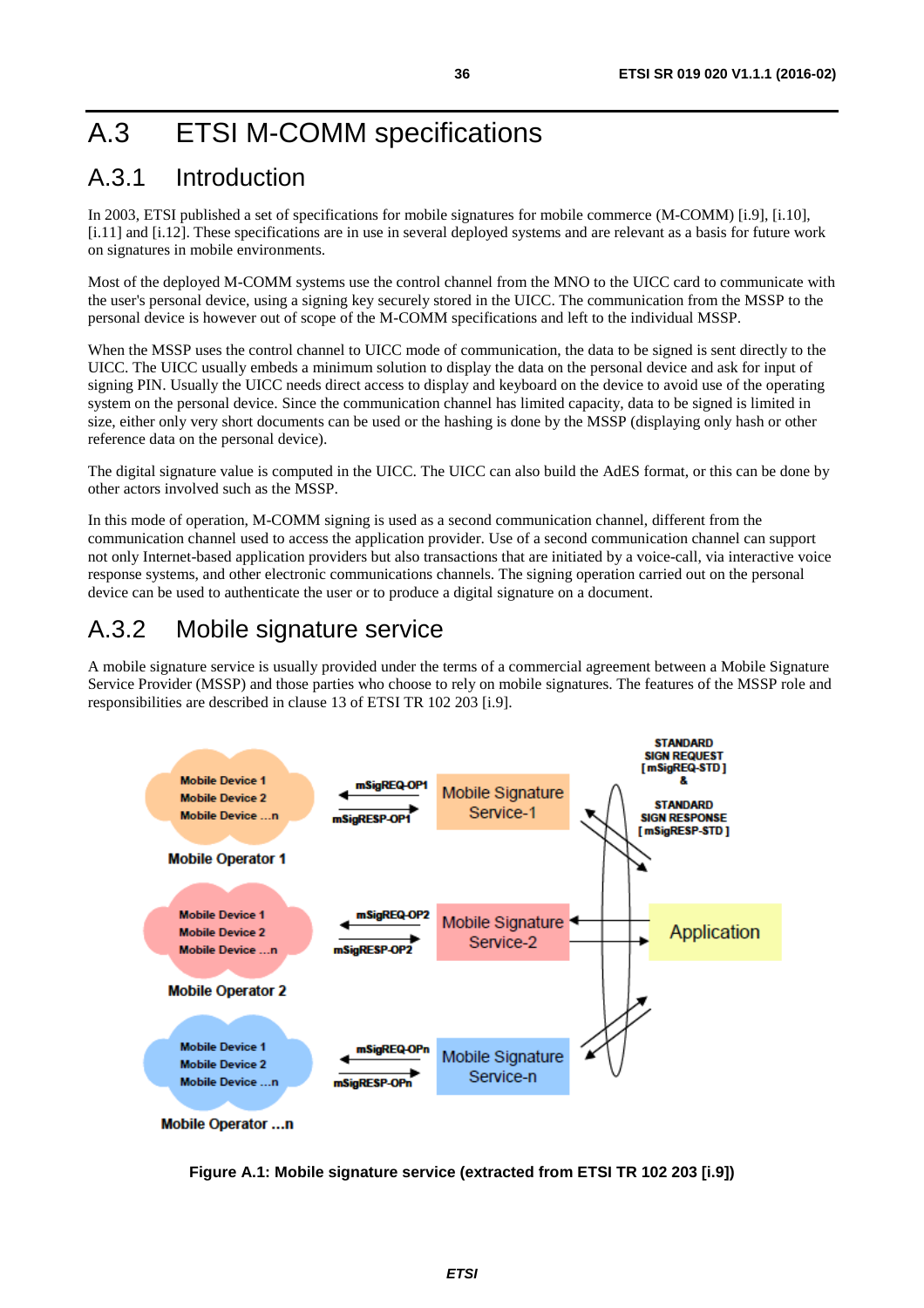## A.3 ETSI M-COMM specifications

### A.3.1 Introduction

In 2003, ETSI published a set of specifications for mobile signatures for mobile commerce (M-COMM) [i.9], [i.10], [i.11] and [i.12]. These specifications are in use in several deployed systems and are relevant as a basis for future work on signatures in mobile environments.

Most of the deployed M-COMM systems use the control channel from the MNO to the UICC card to communicate with the user's personal device, using a signing key securely stored in the UICC. The communication from the MSSP to the personal device is however out of scope of the M-COMM specifications and left to the individual MSSP.

When the MSSP uses the control channel to UICC mode of communication, the data to be signed is sent directly to the UICC. The UICC usually embeds a minimum solution to display the data on the personal device and ask for input of signing PIN. Usually the UICC needs direct access to display and keyboard on the device to avoid use of the operating system on the personal device. Since the communication channel has limited capacity, data to be signed is limited in size, either only very short documents can be used or the hashing is done by the MSSP (displaying only hash or other reference data on the personal device).

The digital signature value is computed in the UICC. The UICC can also build the AdES format, or this can be done by other actors involved such as the MSSP.

In this mode of operation, M-COMM signing is used as a second communication channel, different from the communication channel used to access the application provider. Use of a second communication channel can support not only Internet-based application providers but also transactions that are initiated by a voice-call, via interactive voice response systems, and other electronic communications channels. The signing operation carried out on the personal device can be used to authenticate the user or to produce a digital signature on a document.

### A.3.2 Mobile signature service

A mobile signature service is usually provided under the terms of a commercial agreement between a Mobile Signature Service Provider (MSSP) and those parties who choose to rely on mobile signatures. The features of the MSSP role and responsibilities are described in clause 13 of ETSI TR 102 203 [i.9].

**Figure A.1: Mobile signature service (extracted from ETSI TR 102 203 [i.9])**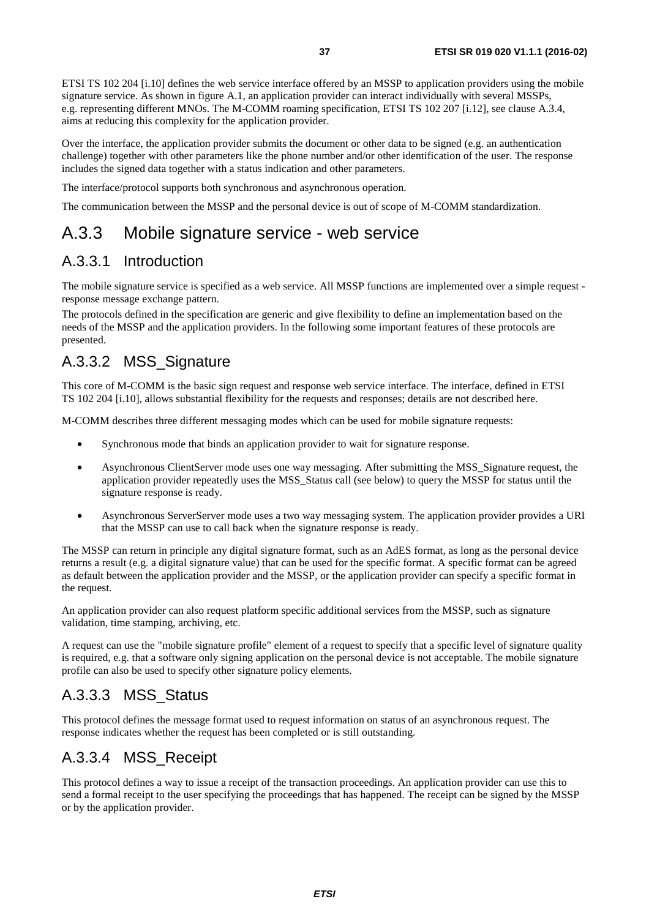ETSI TS 102 204 [i.10] defines the web service interface offered by an MSSP to application providers using the mobile signature service. As shown in figure A.1, an application provider can interact individually with several MSSPs, e.g. representing different MNOs. The M-COMM roaming specification, ETSI TS 102 207 [i.12], see clause A.3.4, aims at reducing this complexity for the application provider.

Over the interface, the application provider submits the document or other data to be signed (e.g. an authentication challenge) together with other parameters like the phone number and/or other identification of the user. The response includes the signed data together with a status indication and other parameters.

The interface/protocol supports both synchronous and asynchronous operation.

The communication between the MSSP and the personal device is out of scope of M-COMM standardization.

# A.3.3 Mobile signature service - web service

## A.3.3.1 Introduction

The mobile signature service is specified as a web service. All MSSP functions are implemented over a simple request - response message exchange pattern.

The protocols defined in the specification are generic and give flexibility to define an implementation based on the needs of the MSSP and the application providers. In the following some important features of these protocols are presented.

## A.3.3.2 MSS_Signature

This core of M-COMM is the basic sign request and response web service interface. The interface, defined in ETSI TS 102 204 [i.10], allows substantial flexibility for the requests and responses; details are not described here.

M-COMM describes three different messaging modes which can be used for mobile signature requests:

- Synchronous mode that binds an application provider to wait for signature response.
- Asynchronous ClientServer mode uses one way messaging. After submitting the MSS_Signature request, the application provider repeatedly uses the MSS_Status call (see below) to query the MSSP for status until the signature response is ready.
- Asynchronous ServerServer mode uses a two way messaging system. The application provider provides a URI that the MSSP can use to call back when the signature response is ready.

The MSSP can return in principle any digital signature format, such as an AdES format, as long as the personal device returns a result (e.g. a digital signature value) that can be used for the specific format. A specific format can be agreed as default between the application provider and the MSSP, or the application provider can specify a specific format in the request.

An application provider can also request platform specific additional services from the MSSP, such as signature validation, time stamping, archiving, etc.

A request can use the "mobile signature profile" element of a request to specify that a specific level of signature quality is required, e.g. that a software only signing application on the personal device is not acceptable. The mobile signature profile can also be used to specify other signature policy elements.

## A.3.3.3 MSS_Status

This protocol defines the message format used to request information on status of an asynchronous request. The response indicates whether the request has been completed or is still outstanding.

## A.3.3.4 MSS_Receipt

This protocol defines a way to issue a receipt of the transaction proceedings. An application provider can use this to send a formal receipt to the user specifying the proceedings that has happened. The receipt can be signed by the MSSP or by the application provider.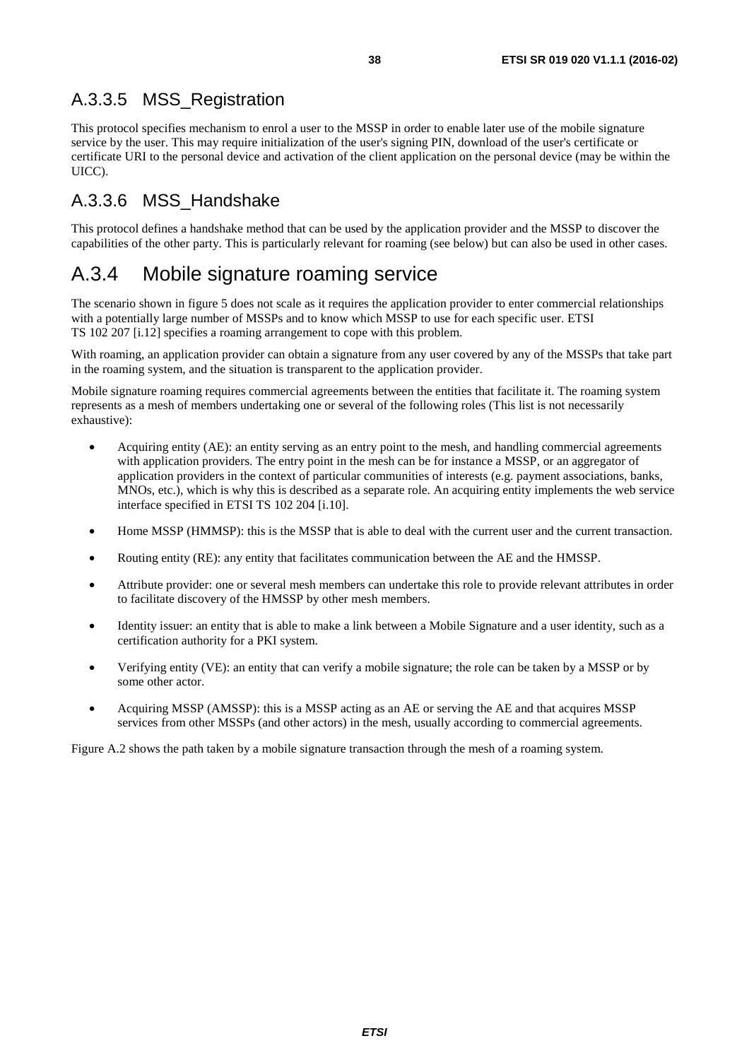## A.3.3.5 MSS_Registration

This protocol specifies mechanism to enrol a user to the MSSP in order to enable later use of the mobile signature service by the user. This may require initialization of the user's signing PIN, download of the user's certificate or certificate URI to the personal device and activation of the client application on the personal device (may be within the UICC).

## A.3.3.6 MSS_Handshake

This protocol defines a handshake method that can be used by the application provider and the MSSP to discover the capabilities of the other party. This is particularly relevant for roaming (see below) but can also be used in other cases.

# A.3.4 Mobile signature roaming service

The scenario shown in figure 5 does not scale as it requires the application provider to enter commercial relationships with a potentially large number of MSSPs and to know which MSSP to use for each specific user. ETSI TS 102 207 [i.12] specifies a roaming arrangement to cope with this problem.

With roaming, an application provider can obtain a signature from any user covered by any of the MSSPs that take part in the roaming system, and the situation is transparent to the application provider.

Mobile signature roaming requires commercial agreements between the entities that facilitate it. The roaming system represents as a mesh of members undertaking one or several of the following roles (This list is not necessarily exhaustive):

- Acquiring entity (AE): an entity serving as an entry point to the mesh, and handling commercial agreements with application providers. The entry point in the mesh can be for instance a MSSP, or an aggregator of application providers in the context of particular communities of interests (e.g. payment associations, banks, MNOs, etc.), which is why this is described as a separate role. An acquiring entity implements the web service interface specified in ETSI TS 102 204 [i.10].
- Home MSSP (HMMSP): this is the MSSP that is able to deal with the current user and the current transaction.
- Routing entity (RE): any entity that facilitates communication between the AE and the HMSSP.
- Attribute provider: one or several mesh members can undertake this role to provide relevant attributes in order to facilitate discovery of the HMSSP by other mesh members.
- Identity issuer: an entity that is able to make a link between a Mobile Signature and a user identity, such as a certification authority for a PKI system.
- Verifying entity (VE): an entity that can verify a mobile signature; the role can be taken by a MSSP or by some other actor.
- Acquiring MSSP (AMSSP): this is a MSSP acting as an AE or serving the AE and that acquires MSSP services from other MSSPs (and other actors) in the mesh, usually according to commercial agreements.

Figure A.2 shows the path taken by a mobile signature transaction through the mesh of a roaming system.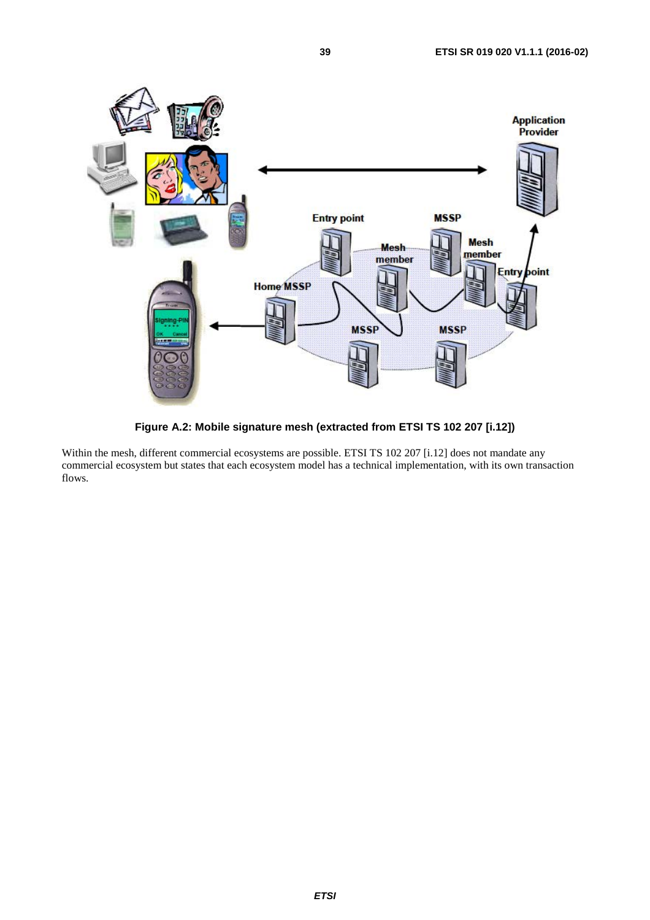**Figure A.2: Mobile signature mesh (extracted from ETSI TS 102 207 [i.12])**

Within the mesh, different commercial ecosystems are possible. ETSI TS 102 207 [i.12] does not mandate any commercial ecosystem but states that each ecosystem model has a technical implementation, with its own transaction flows.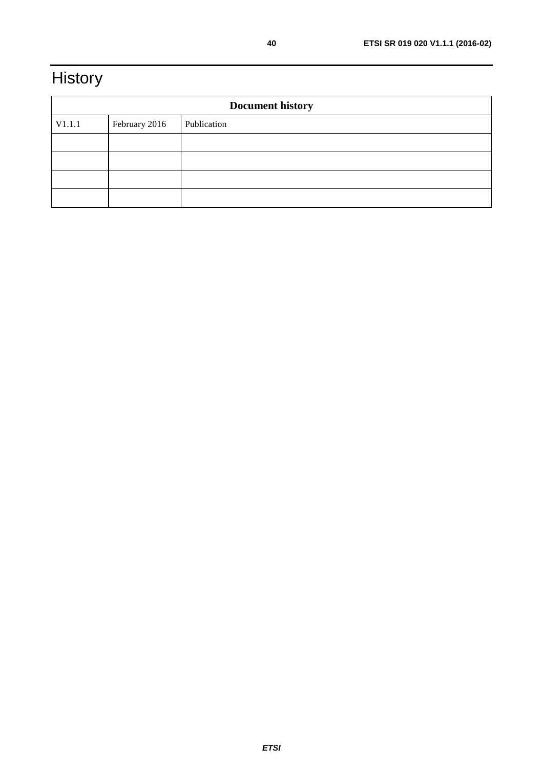# History

| Document history | | |
|---|---|---|
| V1.1.1 | February 2016 | Publication |
| | | |
| | | |
| | | |
| | | |